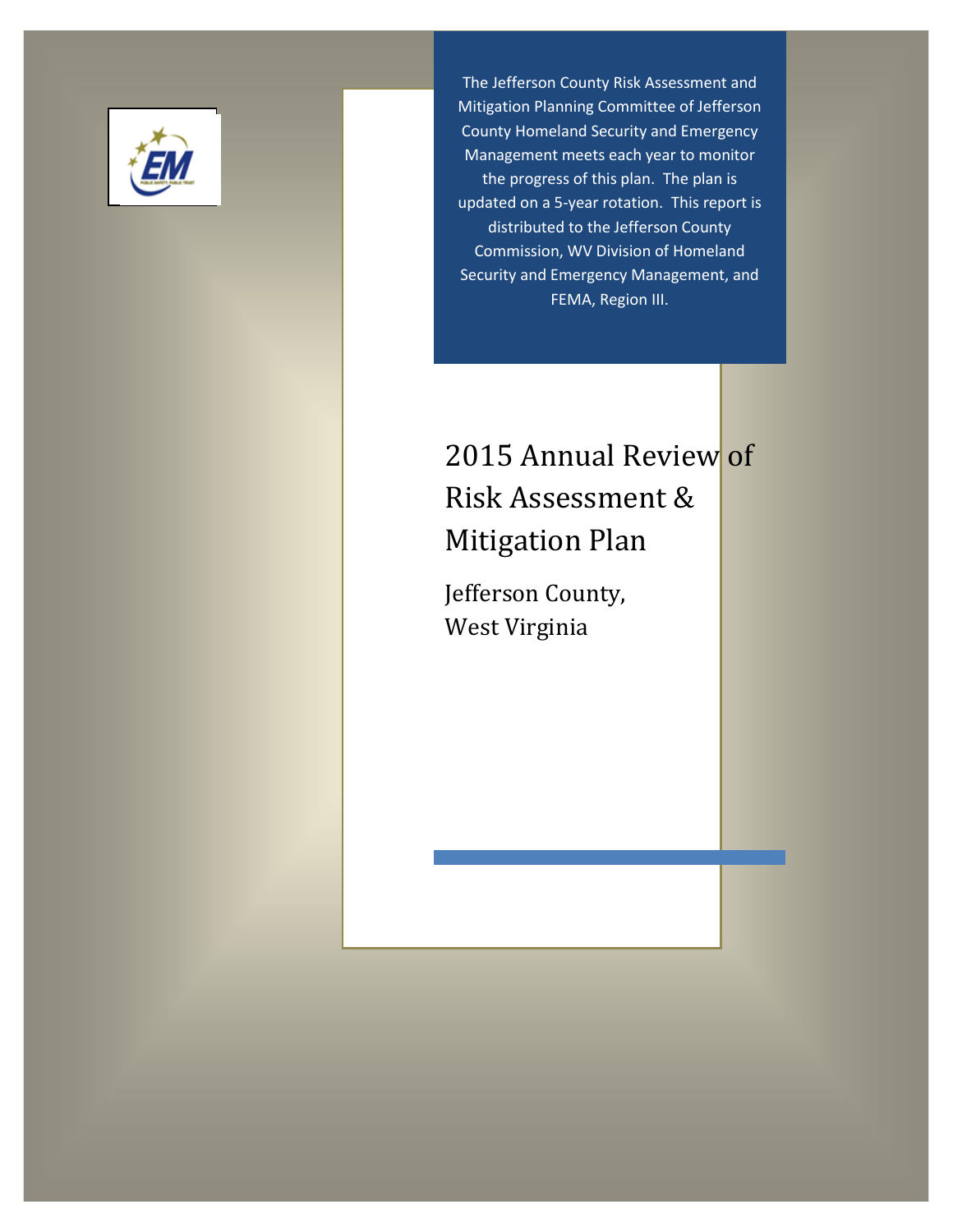The Jefferson County Risk Assessment and Mitigation Planning Committee of Jefferson County Homeland Security and Emergency Management meets each year to monitor the progress of this plan. The plan is updated on a 5-year rotation. This report is distributed to the Jefferson County Commission, WV Division of Homeland Security and Emergency Management, and FEMA, Region III.

# 2015 Annual Review of Risk Assessment & Mitigation Plan

## Jefferson County, West Virginia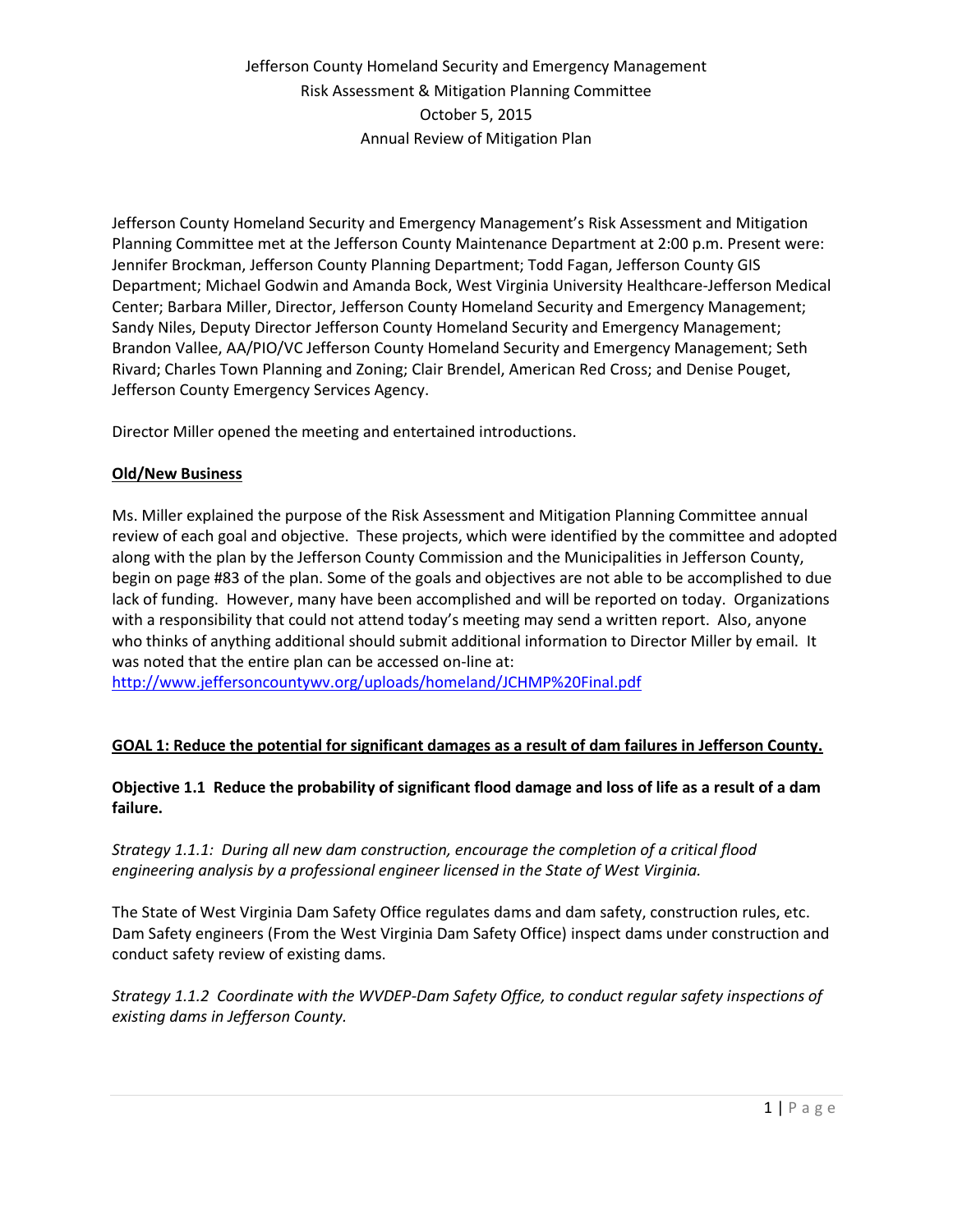Jefferson County Homeland Security and Emergency Management
Risk Assessment & Mitigation Planning Committee
October 5, 2015
Annual Review of Mitigation Plan

Jefferson County Homeland Security and Emergency Management's Risk Assessment and Mitigation Planning Committee met at the Jefferson County Maintenance Department at 2:00 p.m. Present were: Jennifer Brockman, Jefferson County Planning Department; Todd Fagan, Jefferson County GIS Department; Michael Godwin and Amanda Bock, West Virginia University Healthcare-Jefferson Medical Center; Barbara Miller, Director, Jefferson County Homeland Security and Emergency Management; Sandy Niles, Deputy Director Jefferson County Homeland Security and Emergency Management; Brandon Vallee, AA/PIO/VC Jefferson County Homeland Security and Emergency Management; Seth Rivard; Charles Town Planning and Zoning; Clair Brendel, American Red Cross; and Denise Pouget, Jefferson County Emergency Services Agency.

Director Miller opened the meeting and entertained introductions.

**Old/New Business**

Ms. Miller explained the purpose of the Risk Assessment and Mitigation Planning Committee annual review of each goal and objective. These projects, which were identified by the committee and adopted along with the plan by the Jefferson County Commission and the Municipalities in Jefferson County, begin on page #83 of the plan. Some of the goals and objectives are not able to be accomplished to due lack of funding. However, many have been accomplished and will be reported on today. Organizations with a responsibility that could not attend today's meeting may send a written report. Also, anyone who thinks of anything additional should submit additional information to Director Miller by email. It was noted that the entire plan can be accessed on-line at:
http://www.jeffersoncountywv.org/uploads/homeland/JCHMP%20Final.pdf

**GOAL 1: Reduce the potential for significant damages as a result of dam failures in Jefferson County.**

**Objective 1.1 Reduce the probability of significant flood damage and loss of life as a result of a dam failure.**

*Strategy 1.1.1: During all new dam construction, encourage the completion of a critical flood engineering analysis by a professional engineer licensed in the State of West Virginia.*

The State of West Virginia Dam Safety Office regulates dams and dam safety, construction rules, etc. Dam Safety engineers (From the West Virginia Dam Safety Office) inspect dams under construction and conduct safety review of existing dams.

*Strategy 1.1.2 Coordinate with the WVDEP-Dam Safety Office, to conduct regular safety inspections of existing dams in Jefferson County.*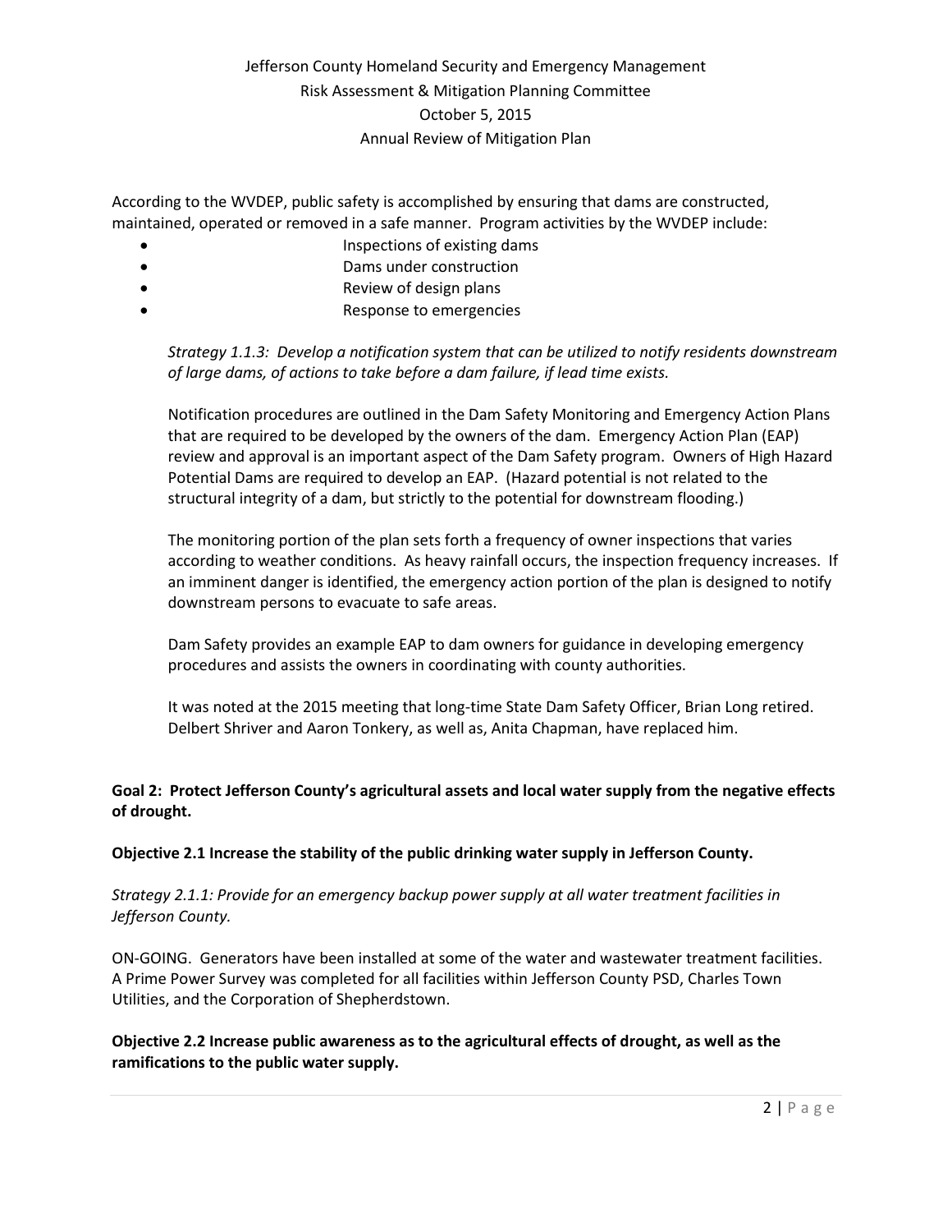According to the WVDEP, public safety is accomplished by ensuring that dams are constructed, maintained, operated or removed in a safe manner. Program activities by the WVDEP include:

- Inspections of existing dams
- Dams under construction
- Review of design plans
- Response to emergencies

*Strategy 1.1.3: Develop a notification system that can be utilized to notify residents downstream of large dams, of actions to take before a dam failure, if lead time exists.*

Notification procedures are outlined in the Dam Safety Monitoring and Emergency Action Plans that are required to be developed by the owners of the dam. Emergency Action Plan (EAP) review and approval is an important aspect of the Dam Safety program. Owners of High Hazard Potential Dams are required to develop an EAP. (Hazard potential is not related to the structural integrity of a dam, but strictly to the potential for downstream flooding.)

The monitoring portion of the plan sets forth a frequency of owner inspections that varies according to weather conditions. As heavy rainfall occurs, the inspection frequency increases. If an imminent danger is identified, the emergency action portion of the plan is designed to notify downstream persons to evacuate to safe areas.

Dam Safety provides an example EAP to dam owners for guidance in developing emergency procedures and assists the owners in coordinating with county authorities.

It was noted at the 2015 meeting that long-time State Dam Safety Officer, Brian Long retired. Delbert Shriver and Aaron Tonkery, as well as, Anita Chapman, have replaced him.

**Goal 2: Protect Jefferson County's agricultural assets and local water supply from the negative effects of drought.**

**Objective 2.1 Increase the stability of the public drinking water supply in Jefferson County.**

*Strategy 2.1.1: Provide for an emergency backup power supply at all water treatment facilities in Jefferson County.*

ON-GOING. Generators have been installed at some of the water and wastewater treatment facilities. A Prime Power Survey was completed for all facilities within Jefferson County PSD, Charles Town Utilities, and the Corporation of Shepherdstown.

**Objective 2.2 Increase public awareness as to the agricultural effects of drought, as well as the ramifications to the public water supply.**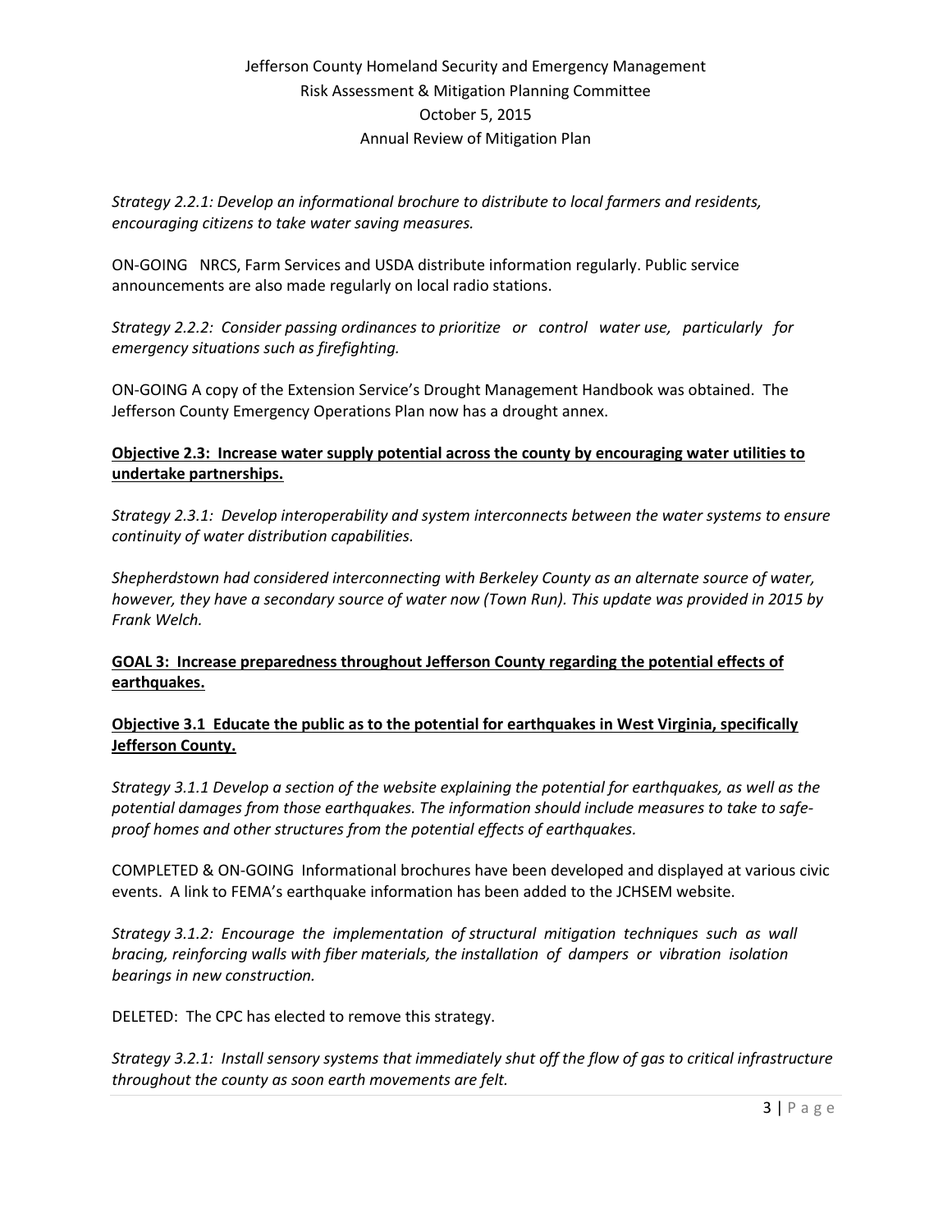*Strategy 2.2.1: Develop an informational brochure to distribute to local farmers and residents, encouraging citizens to take water saving measures.*

ON-GOING NRCS, Farm Services and USDA distribute information regularly. Public service announcements are also made regularly on local radio stations.

*Strategy 2.2.2: Consider passing ordinances to prioritize or control water use, particularly for emergency situations such as firefighting.*

ON-GOING A copy of the Extension Service's Drought Management Handbook was obtained. The Jefferson County Emergency Operations Plan now has a drought annex.

**Objective 2.3: Increase water supply potential across the county by encouraging water utilities to undertake partnerships.**

*Strategy 2.3.1: Develop interoperability and system interconnects between the water systems to ensure continuity of water distribution capabilities.*

*Shepherdstown had considered interconnecting with Berkeley County as an alternate source of water, however, they have a secondary source of water now (Town Run). This update was provided in 2015 by Frank Welch.*

**GOAL 3: Increase preparedness throughout Jefferson County regarding the potential effects of earthquakes.**

**Objective 3.1 Educate the public as to the potential for earthquakes in West Virginia, specifically Jefferson County.**

*Strategy 3.1.1 Develop a section of the website explaining the potential for earthquakes, as well as the potential damages from those earthquakes. The information should include measures to take to safe-proof homes and other structures from the potential effects of earthquakes.*

COMPLETED & ON-GOING Informational brochures have been developed and displayed at various civic events. A link to FEMA's earthquake information has been added to the JCHSEM website.

*Strategy 3.1.2: Encourage the implementation of structural mitigation techniques such as wall bracing, reinforcing walls with fiber materials, the installation of dampers or vibration isolation bearings in new construction.*

DELETED: The CPC has elected to remove this strategy.

*Strategy 3.2.1: Install sensory systems that immediately shut off the flow of gas to critical infrastructure throughout the county as soon earth movements are felt.*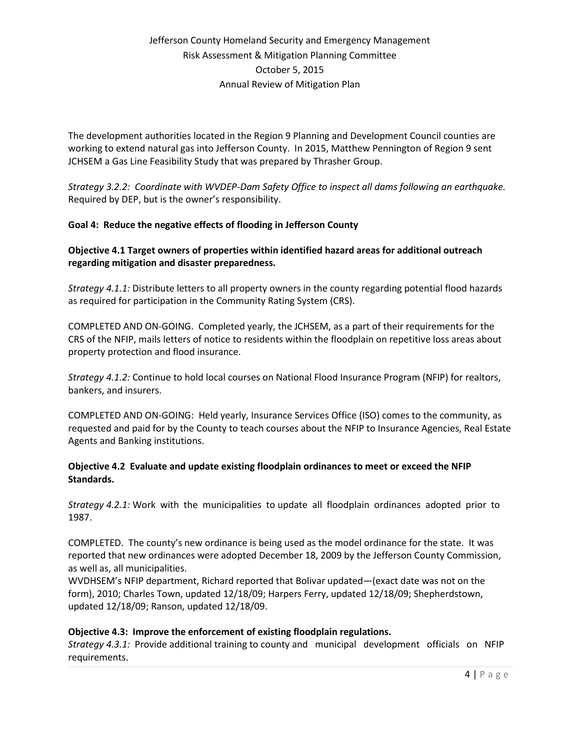The development authorities located in the Region 9 Planning and Development Council counties are working to extend natural gas into Jefferson County. In 2015, Matthew Pennington of Region 9 sent JCHSEM a Gas Line Feasibility Study that was prepared by Thrasher Group.

*Strategy 3.2.2: Coordinate with WVDEP-Dam Safety Office to inspect all dams following an earthquake.* Required by DEP, but is the owner's responsibility.

**Goal 4: Reduce the negative effects of flooding in Jefferson County**

**Objective 4.1 Target owners of properties within identified hazard areas for additional outreach regarding mitigation and disaster preparedness.**

*Strategy 4.1.1:* Distribute letters to all property owners in the county regarding potential flood hazards as required for participation in the Community Rating System (CRS).

COMPLETED AND ON-GOING. Completed yearly, the JCHSEM, as a part of their requirements for the CRS of the NFIP, mails letters of notice to residents within the floodplain on repetitive loss areas about property protection and flood insurance.

*Strategy 4.1.2:* Continue to hold local courses on National Flood Insurance Program (NFIP) for realtors, bankers, and insurers.

COMPLETED AND ON-GOING: Held yearly, Insurance Services Office (ISO) comes to the community, as requested and paid for by the County to teach courses about the NFIP to Insurance Agencies, Real Estate Agents and Banking institutions.

**Objective 4.2 Evaluate and update existing floodplain ordinances to meet or exceed the NFIP Standards.**

*Strategy 4.2.1:* Work with the municipalities to update all floodplain ordinances adopted prior to 1987.

COMPLETED. The county's new ordinance is being used as the model ordinance for the state. It was reported that new ordinances were adopted December 18, 2009 by the Jefferson County Commission, as well as, all municipalities.
WVDHSEM's NFIP department, Richard reported that Bolivar updated—(exact date was not on the form), 2010; Charles Town, updated 12/18/09; Harpers Ferry, updated 12/18/09; Shepherdstown, updated 12/18/09; Ranson, updated 12/18/09.

**Objective 4.3: Improve the enforcement of existing floodplain regulations.**
*Strategy 4.3.1:* Provide additional training to county and municipal development officials on NFIP requirements.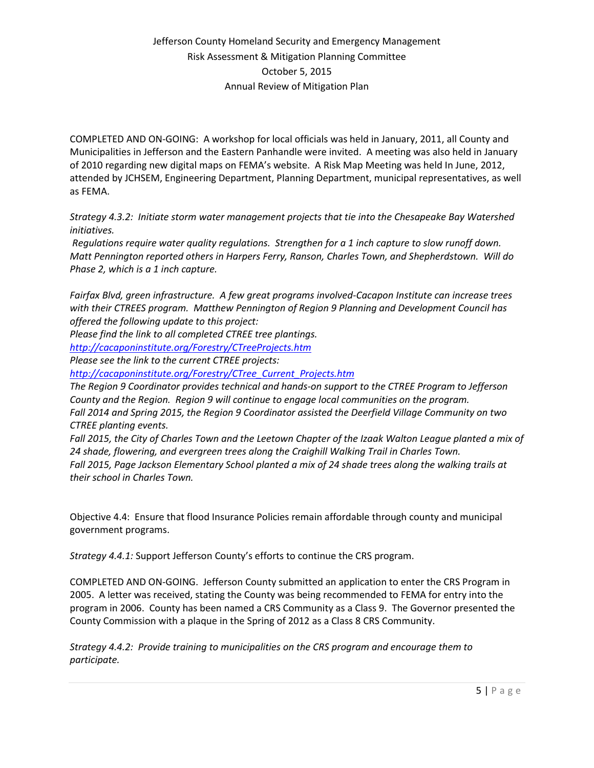COMPLETED AND ON-GOING: A workshop for local officials was held in January, 2011, all County and Municipalities in Jefferson and the Eastern Panhandle were invited. A meeting was also held in January of 2010 regarding new digital maps on FEMA's website. A Risk Map Meeting was held In June, 2012, attended by JCHSEM, Engineering Department, Planning Department, municipal representatives, as well as FEMA.

*Strategy 4.3.2: Initiate storm water management projects that tie into the Chesapeake Bay Watershed initiatives.*

*Regulations require water quality regulations. Strengthen for a 1 inch capture to slow runoff down. Matt Pennington reported others in Harpers Ferry, Ranson, Charles Town, and Shepherdstown. Will do Phase 2, which is a 1 inch capture.*

*Fairfax Blvd, green infrastructure. A few great programs involved-Cacapon Institute can increase trees with their CTREES program. Matthew Pennington of Region 9 Planning and Development Council has offered the following update to this project:*
*Please find the link to all completed CTREE tree plantings.*
*http://cacaponinstitute.org/Forestry/CTreeProjects.htm*
*Please see the link to the current CTREE projects:*
*http://cacaponinstitute.org/Forestry/CTree_Current_Projects.htm*
*The Region 9 Coordinator provides technical and hands-on support to the CTREE Program to Jefferson County and the Region. Region 9 will continue to engage local communities on the program.*
*Fall 2014 and Spring 2015, the Region 9 Coordinator assisted the Deerfield Village Community on two CTREE planting events.*
*Fall 2015, the City of Charles Town and the Leetown Chapter of the Izaak Walton League planted a mix of 24 shade, flowering, and evergreen trees along the Craighill Walking Trail in Charles Town.*
*Fall 2015, Page Jackson Elementary School planted a mix of 24 shade trees along the walking trails at their school in Charles Town.*

Objective 4.4: Ensure that flood Insurance Policies remain affordable through county and municipal government programs.

*Strategy 4.4.1:* Support Jefferson County's efforts to continue the CRS program.

COMPLETED AND ON-GOING. Jefferson County submitted an application to enter the CRS Program in 2005. A letter was received, stating the County was being recommended to FEMA for entry into the program in 2006. County has been named a CRS Community as a Class 9. The Governor presented the County Commission with a plaque in the Spring of 2012 as a Class 8 CRS Community.

*Strategy 4.4.2: Provide training to municipalities on the CRS program and encourage them to participate.*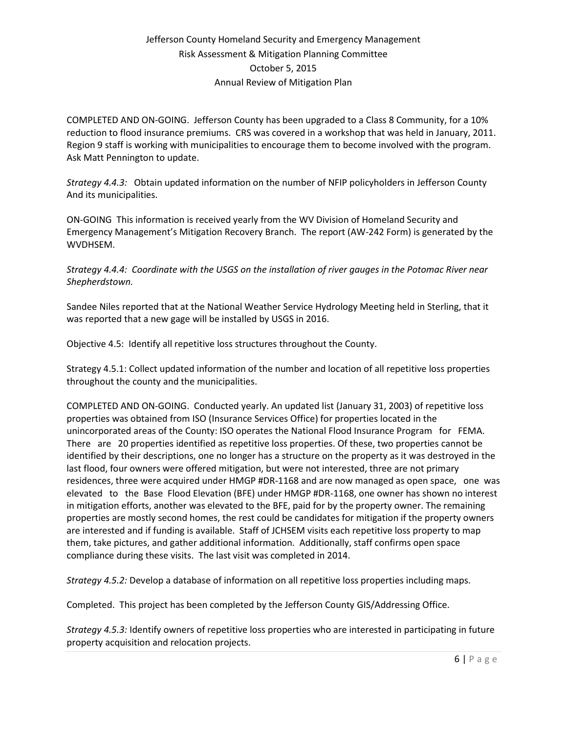COMPLETED AND ON-GOING. Jefferson County has been upgraded to a Class 8 Community, for a 10% reduction to flood insurance premiums. CRS was covered in a workshop that was held in January, 2011. Region 9 staff is working with municipalities to encourage them to become involved with the program. Ask Matt Pennington to update.

*Strategy 4.4.3:* Obtain updated information on the number of NFIP policyholders in Jefferson County And its municipalities.

ON-GOING This information is received yearly from the WV Division of Homeland Security and Emergency Management's Mitigation Recovery Branch. The report (AW-242 Form) is generated by the WVDHSEM.

*Strategy 4.4.4: Coordinate with the USGS on the installation of river gauges in the Potomac River near Shepherdstown.*

Sandee Niles reported that at the National Weather Service Hydrology Meeting held in Sterling, that it was reported that a new gage will be installed by USGS in 2016.

Objective 4.5: Identify all repetitive loss structures throughout the County.

Strategy 4.5.1: Collect updated information of the number and location of all repetitive loss properties throughout the county and the municipalities.

COMPLETED AND ON-GOING. Conducted yearly. An updated list (January 31, 2003) of repetitive loss properties was obtained from ISO (Insurance Services Office) for properties located in the unincorporated areas of the County: ISO operates the National Flood Insurance Program for FEMA. There are 20 properties identified as repetitive loss properties. Of these, two properties cannot be identified by their descriptions, one no longer has a structure on the property as it was destroyed in the last flood, four owners were offered mitigation, but were not interested, three are not primary residences, three were acquired under HMGP #DR-1168 and are now managed as open space, one was elevated to the Base Flood Elevation (BFE) under HMGP #DR-1168, one owner has shown no interest in mitigation efforts, another was elevated to the BFE, paid for by the property owner. The remaining properties are mostly second homes, the rest could be candidates for mitigation if the property owners are interested and if funding is available. Staff of JCHSEM visits each repetitive loss property to map them, take pictures, and gather additional information. Additionally, staff confirms open space compliance during these visits. The last visit was completed in 2014.

*Strategy 4.5.2:* Develop a database of information on all repetitive loss properties including maps.

Completed. This project has been completed by the Jefferson County GIS/Addressing Office.

*Strategy 4.5.3:* Identify owners of repetitive loss properties who are interested in participating in future property acquisition and relocation projects.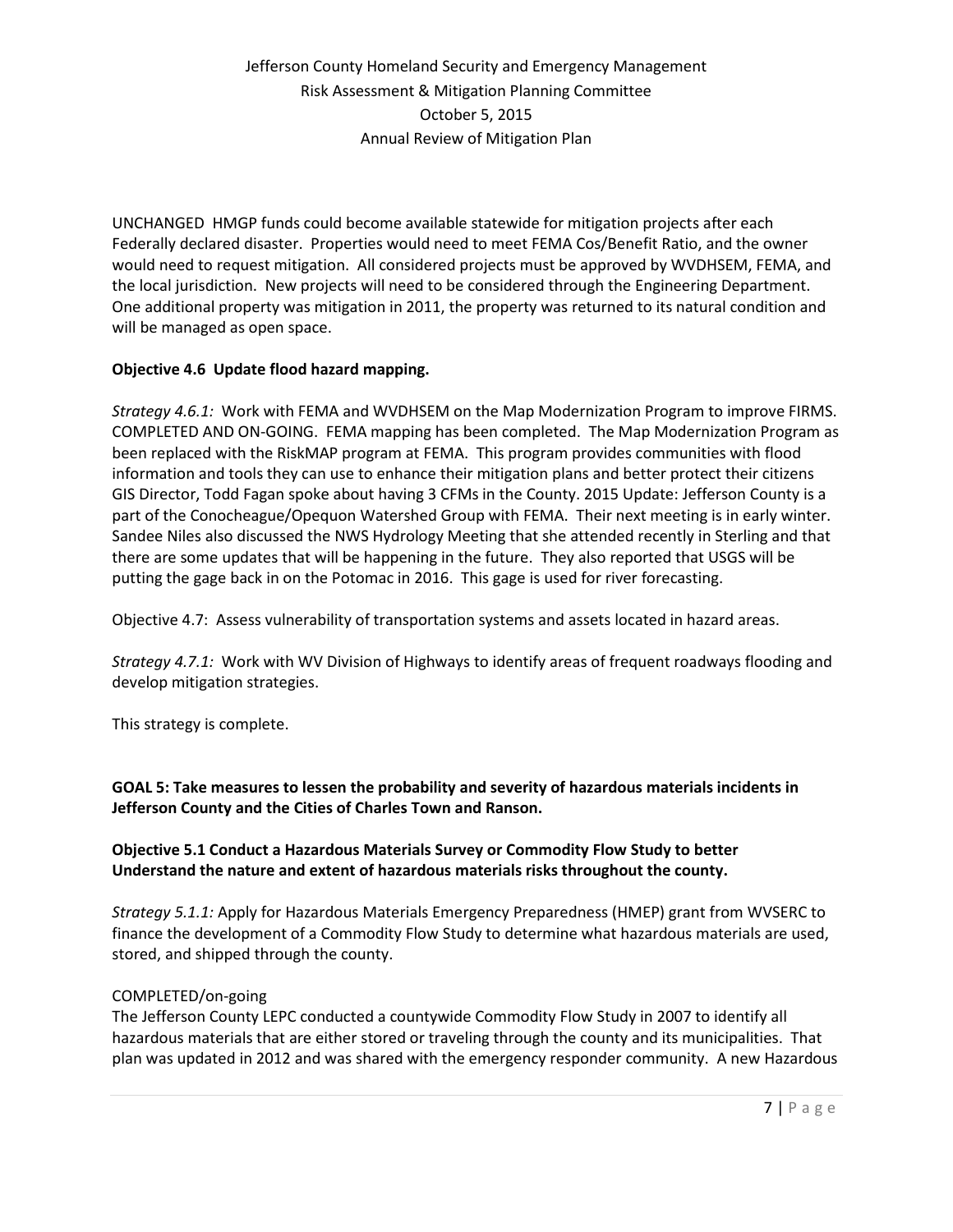UNCHANGED HMGP funds could become available statewide for mitigation projects after each Federally declared disaster. Properties would need to meet FEMA Cos/Benefit Ratio, and the owner would need to request mitigation. All considered projects must be approved by WVDHSEM, FEMA, and the local jurisdiction. New projects will need to be considered through the Engineering Department. One additional property was mitigation in 2011, the property was returned to its natural condition and will be managed as open space.

**Objective 4.6 Update flood hazard mapping.**

*Strategy 4.6.1:* Work with FEMA and WVDHSEM on the Map Modernization Program to improve FIRMS. COMPLETED AND ON-GOING. FEMA mapping has been completed. The Map Modernization Program as been replaced with the RiskMAP program at FEMA. This program provides communities with flood information and tools they can use to enhance their mitigation plans and better protect their citizens GIS Director, Todd Fagan spoke about having 3 CFMs in the County. 2015 Update: Jefferson County is a part of the Conocheague/Opequon Watershed Group with FEMA. Their next meeting is in early winter. Sandee Niles also discussed the NWS Hydrology Meeting that she attended recently in Sterling and that there are some updates that will be happening in the future. They also reported that USGS will be putting the gage back in on the Potomac in 2016. This gage is used for river forecasting.

Objective 4.7: Assess vulnerability of transportation systems and assets located in hazard areas.

*Strategy 4.7.1:* Work with WV Division of Highways to identify areas of frequent roadways flooding and develop mitigation strategies.

This strategy is complete.

**GOAL 5: Take measures to lessen the probability and severity of hazardous materials incidents in Jefferson County and the Cities of Charles Town and Ranson.**

**Objective 5.1 Conduct a Hazardous Materials Survey or Commodity Flow Study to better Understand the nature and extent of hazardous materials risks throughout the county.**

*Strategy 5.1.1:* Apply for Hazardous Materials Emergency Preparedness (HMEP) grant from WVSERC to finance the development of a Commodity Flow Study to determine what hazardous materials are used, stored, and shipped through the county.

COMPLETED/on-going

The Jefferson County LEPC conducted a countywide Commodity Flow Study in 2007 to identify all hazardous materials that are either stored or traveling through the county and its municipalities. That plan was updated in 2012 and was shared with the emergency responder community. A new Hazardous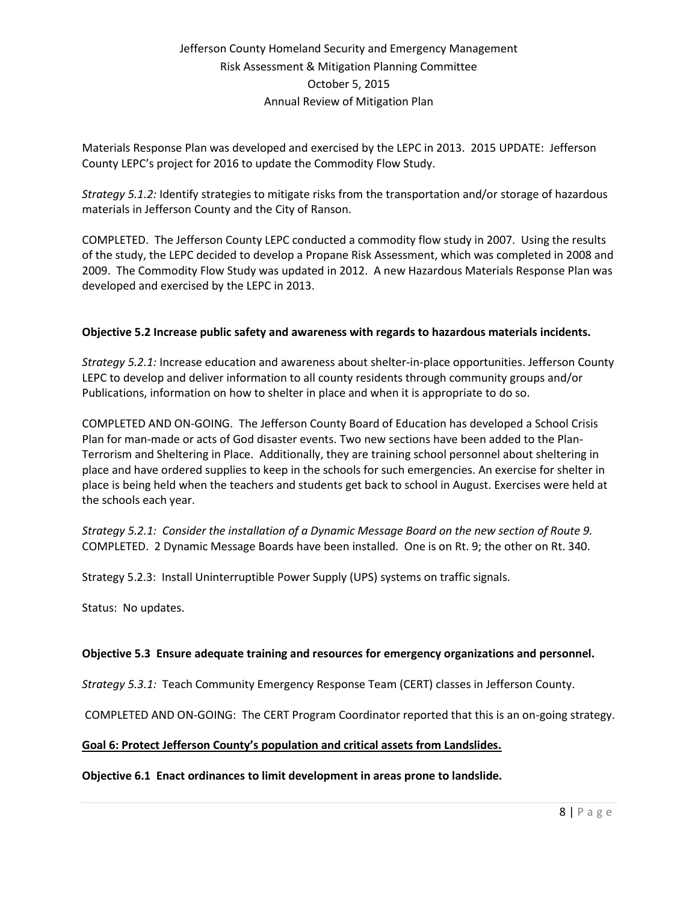Materials Response Plan was developed and exercised by the LEPC in 2013. 2015 UPDATE: Jefferson County LEPC's project for 2016 to update the Commodity Flow Study.

*Strategy 5.1.2:* Identify strategies to mitigate risks from the transportation and/or storage of hazardous materials in Jefferson County and the City of Ranson.

COMPLETED. The Jefferson County LEPC conducted a commodity flow study in 2007. Using the results of the study, the LEPC decided to develop a Propane Risk Assessment, which was completed in 2008 and 2009. The Commodity Flow Study was updated in 2012. A new Hazardous Materials Response Plan was developed and exercised by the LEPC in 2013.

**Objective 5.2 Increase public safety and awareness with regards to hazardous materials incidents.**

*Strategy 5.2.1:* Increase education and awareness about shelter-in-place opportunities. Jefferson County LEPC to develop and deliver information to all county residents through community groups and/or Publications, information on how to shelter in place and when it is appropriate to do so.

COMPLETED AND ON-GOING. The Jefferson County Board of Education has developed a School Crisis Plan for man-made or acts of God disaster events. Two new sections have been added to the Plan- Terrorism and Sheltering in Place. Additionally, they are training school personnel about sheltering in place and have ordered supplies to keep in the schools for such emergencies. An exercise for shelter in place is being held when the teachers and students get back to school in August. Exercises were held at the schools each year.

*Strategy 5.2.1: Consider the installation of a Dynamic Message Board on the new section of Route 9.*
COMPLETED. 2 Dynamic Message Boards have been installed. One is on Rt. 9; the other on Rt. 340.

Strategy 5.2.3: Install Uninterruptible Power Supply (UPS) systems on traffic signals.

Status: No updates.

**Objective 5.3 Ensure adequate training and resources for emergency organizations and personnel.**

*Strategy 5.3.1:* Teach Community Emergency Response Team (CERT) classes in Jefferson County.

COMPLETED AND ON-GOING: The CERT Program Coordinator reported that this is an on-going strategy.

**<u>Goal 6: Protect Jefferson County's population and critical assets from Landslides.</u>**

**Objective 6.1 Enact ordinances to limit development in areas prone to landslide.**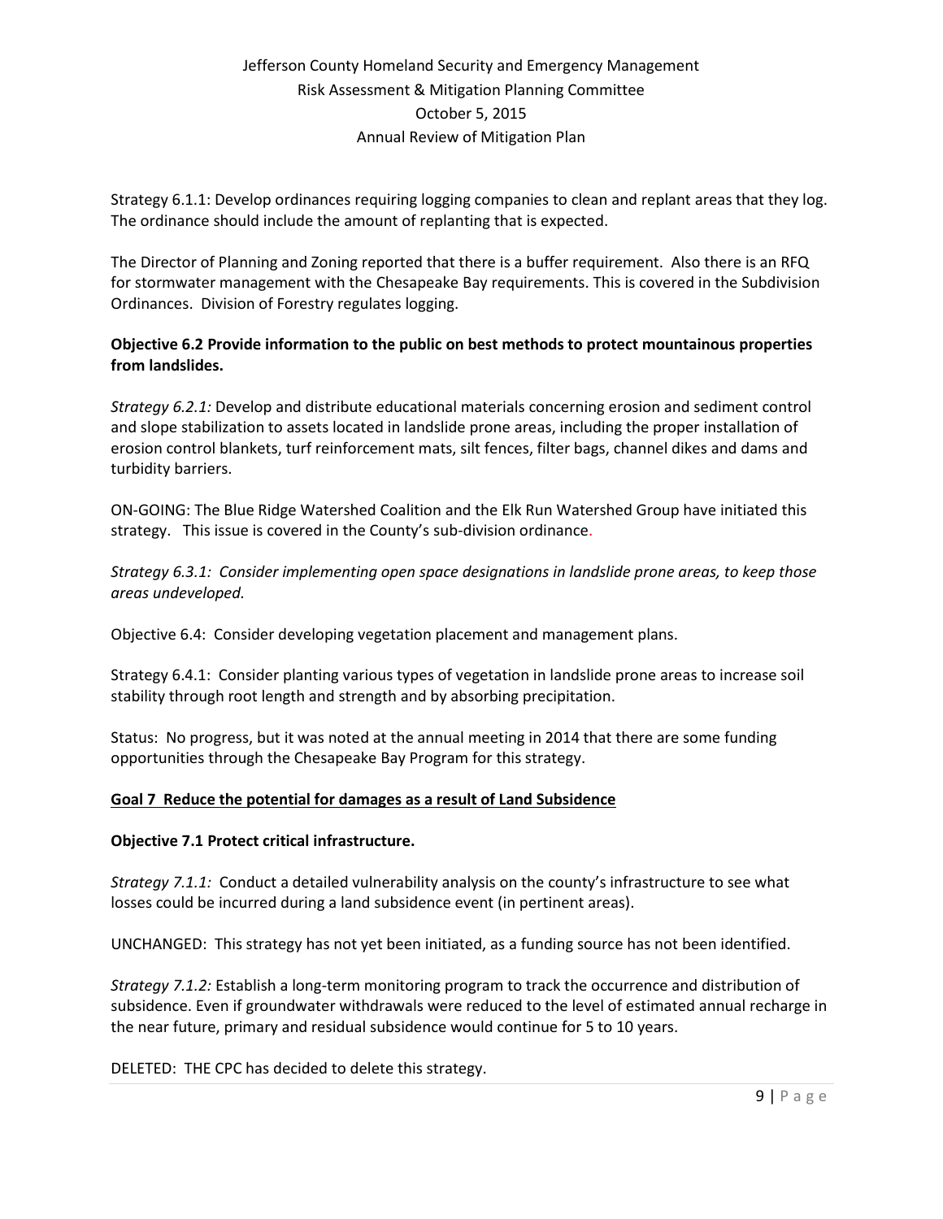Strategy 6.1.1: Develop ordinances requiring logging companies to clean and replant areas that they log. The ordinance should include the amount of replanting that is expected.

The Director of Planning and Zoning reported that there is a buffer requirement. Also there is an RFQ for stormwater management with the Chesapeake Bay requirements. This is covered in the Subdivision Ordinances. Division of Forestry regulates logging.

**Objective 6.2 Provide information to the public on best methods to protect mountainous properties from landslides.**

*Strategy 6.2.1:* Develop and distribute educational materials concerning erosion and sediment control and slope stabilization to assets located in landslide prone areas, including the proper installation of erosion control blankets, turf reinforcement mats, silt fences, filter bags, channel dikes and dams and turbidity barriers.

ON-GOING: The Blue Ridge Watershed Coalition and the Elk Run Watershed Group have initiated this strategy. This issue is covered in the County's sub-division ordinance.

*Strategy 6.3.1: Consider implementing open space designations in landslide prone areas, to keep those areas undeveloped.*

Objective 6.4: Consider developing vegetation placement and management plans.

Strategy 6.4.1: Consider planting various types of vegetation in landslide prone areas to increase soil stability through root length and strength and by absorbing precipitation.

Status: No progress, but it was noted at the annual meeting in 2014 that there are some funding opportunities through the Chesapeake Bay Program for this strategy.

**Goal 7 Reduce the potential for damages as a result of Land Subsidence**

**Objective 7.1 Protect critical infrastructure.**

*Strategy 7.1.1:* Conduct a detailed vulnerability analysis on the county's infrastructure to see what losses could be incurred during a land subsidence event (in pertinent areas).

UNCHANGED: This strategy has not yet been initiated, as a funding source has not been identified.

*Strategy 7.1.2:* Establish a long-term monitoring program to track the occurrence and distribution of subsidence. Even if groundwater withdrawals were reduced to the level of estimated annual recharge in the near future, primary and residual subsidence would continue for 5 to 10 years.

DELETED: THE CPC has decided to delete this strategy.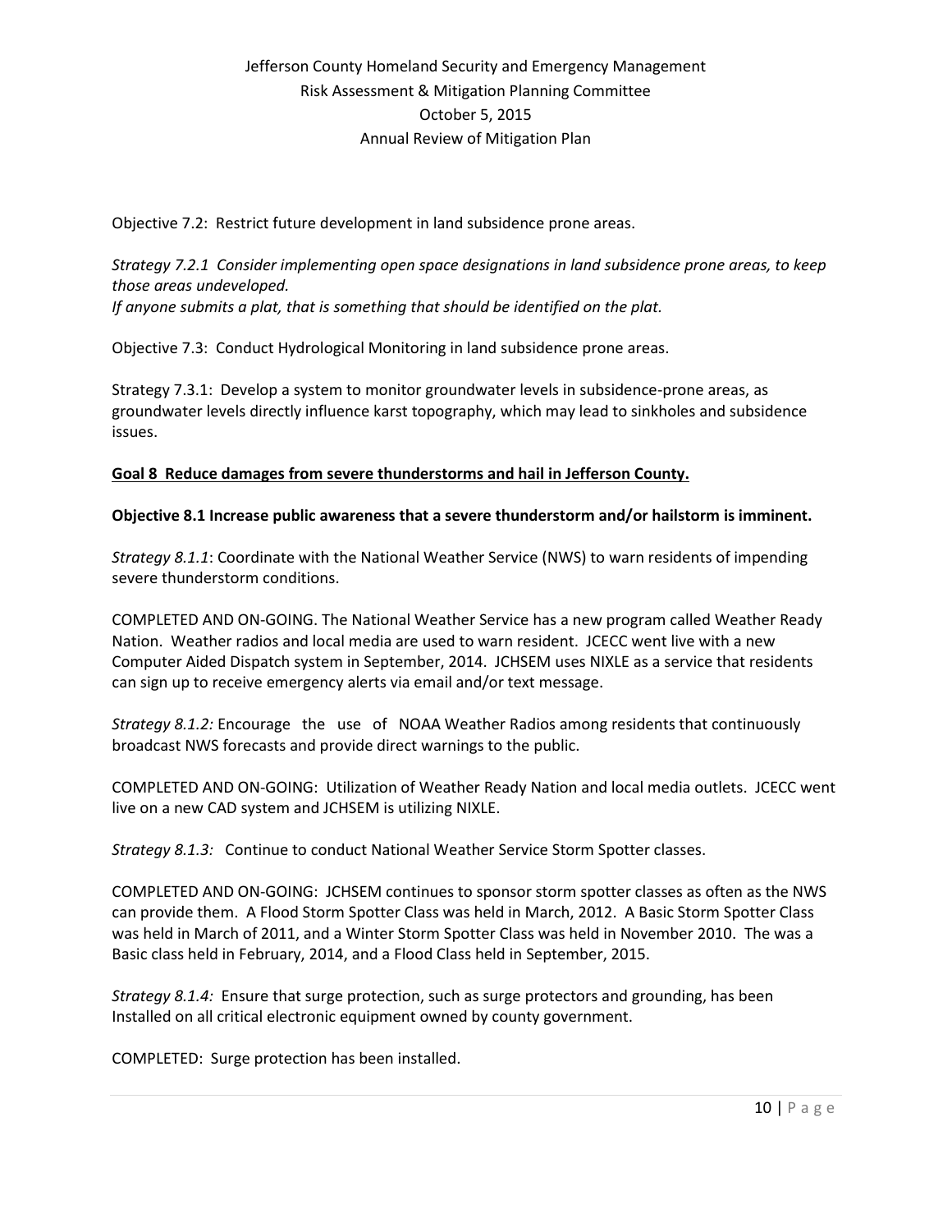Objective 7.2: Restrict future development in land subsidence prone areas.

*Strategy 7.2.1 Consider implementing open space designations in land subsidence prone areas, to keep those areas undeveloped.*
*If anyone submits a plat, that is something that should be identified on the plat.*

Objective 7.3: Conduct Hydrological Monitoring in land subsidence prone areas.

Strategy 7.3.1: Develop a system to monitor groundwater levels in subsidence-prone areas, as groundwater levels directly influence karst topography, which may lead to sinkholes and subsidence issues.

**<u>Goal 8 Reduce damages from severe thunderstorms and hail in Jefferson County.</u>**

**Objective 8.1 Increase public awareness that a severe thunderstorm and/or hailstorm is imminent.**

*Strategy 8.1.1*: Coordinate with the National Weather Service (NWS) to warn residents of impending severe thunderstorm conditions.

COMPLETED AND ON-GOING. The National Weather Service has a new program called Weather Ready Nation. Weather radios and local media are used to warn resident. JCECC went live with a new Computer Aided Dispatch system in September, 2014. JCHSEM uses NIXLE as a service that residents can sign up to receive emergency alerts via email and/or text message.

*Strategy 8.1.2:* Encourage the use of NOAA Weather Radios among residents that continuously broadcast NWS forecasts and provide direct warnings to the public.

COMPLETED AND ON-GOING: Utilization of Weather Ready Nation and local media outlets. JCECC went live on a new CAD system and JCHSEM is utilizing NIXLE.

*Strategy 8.1.3:* Continue to conduct National Weather Service Storm Spotter classes.

COMPLETED AND ON-GOING: JCHSEM continues to sponsor storm spotter classes as often as the NWS can provide them. A Flood Storm Spotter Class was held in March, 2012. A Basic Storm Spotter Class was held in March of 2011, and a Winter Storm Spotter Class was held in November 2010. The was a Basic class held in February, 2014, and a Flood Class held in September, 2015.

*Strategy 8.1.4:* Ensure that surge protection, such as surge protectors and grounding, has been Installed on all critical electronic equipment owned by county government.

COMPLETED: Surge protection has been installed.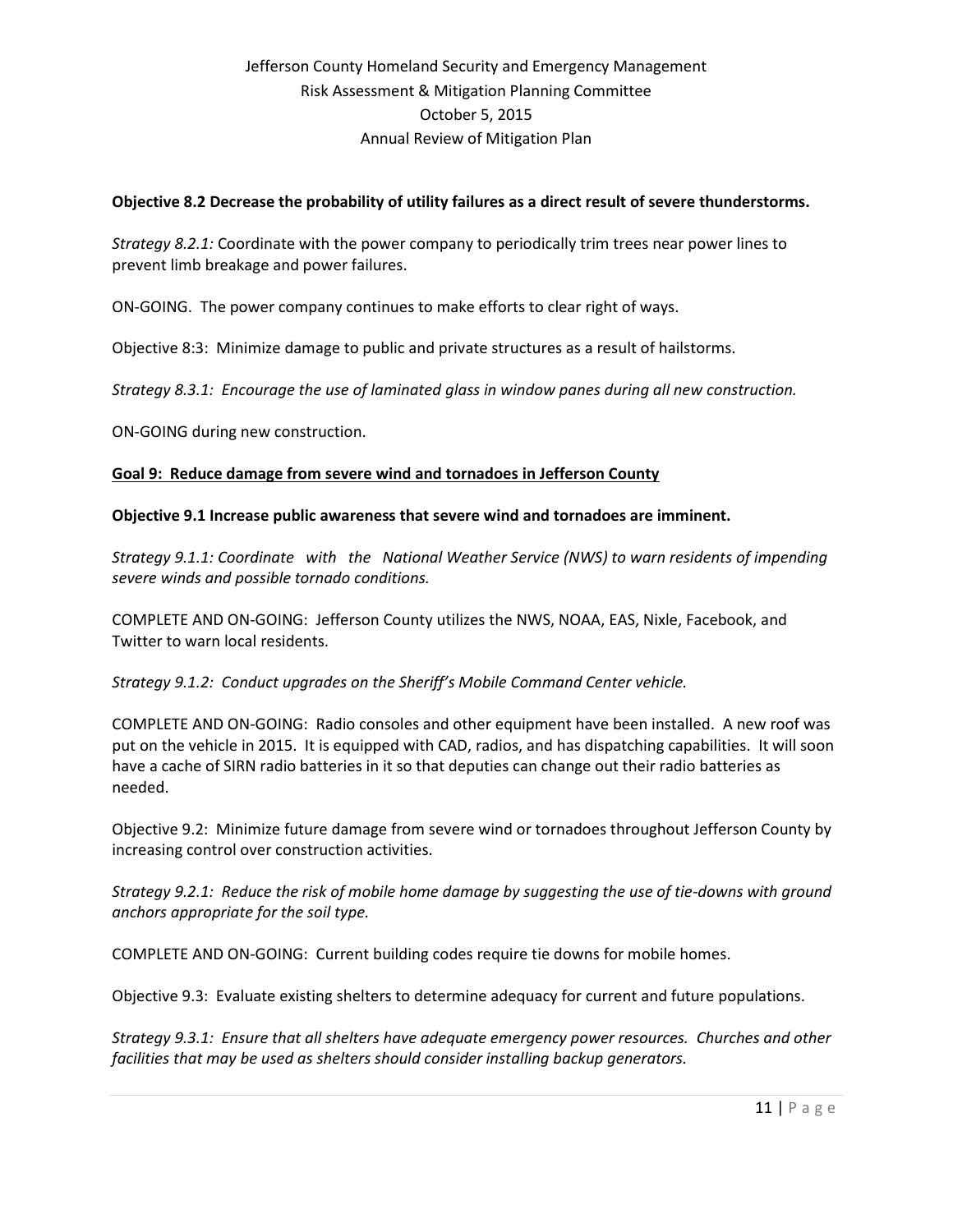**Objective 8.2 Decrease the probability of utility failures as a direct result of severe thunderstorms.**

*Strategy 8.2.1:* Coordinate with the power company to periodically trim trees near power lines to prevent limb breakage and power failures.

ON-GOING. The power company continues to make efforts to clear right of ways.

Objective 8:3: Minimize damage to public and private structures as a result of hailstorms.

*Strategy 8.3.1: Encourage the use of laminated glass in window panes during all new construction.*

ON-GOING during new construction.

**Goal 9: Reduce damage from severe wind and tornadoes in Jefferson County**

**Objective 9.1 Increase public awareness that severe wind and tornadoes are imminent.**

*Strategy 9.1.1: Coordinate with the National Weather Service (NWS) to warn residents of impending severe winds and possible tornado conditions.*

COMPLETE AND ON-GOING: Jefferson County utilizes the NWS, NOAA, EAS, Nixle, Facebook, and Twitter to warn local residents.

*Strategy 9.1.2: Conduct upgrades on the Sheriff's Mobile Command Center vehicle.*

COMPLETE AND ON-GOING: Radio consoles and other equipment have been installed. A new roof was put on the vehicle in 2015. It is equipped with CAD, radios, and has dispatching capabilities. It will soon have a cache of SIRN radio batteries in it so that deputies can change out their radio batteries as needed.

Objective 9.2: Minimize future damage from severe wind or tornadoes throughout Jefferson County by increasing control over construction activities.

*Strategy 9.2.1: Reduce the risk of mobile home damage by suggesting the use of tie-downs with ground anchors appropriate for the soil type.*

COMPLETE AND ON-GOING: Current building codes require tie downs for mobile homes.

Objective 9.3: Evaluate existing shelters to determine adequacy for current and future populations.

*Strategy 9.3.1: Ensure that all shelters have adequate emergency power resources. Churches and other facilities that may be used as shelters should consider installing backup generators.*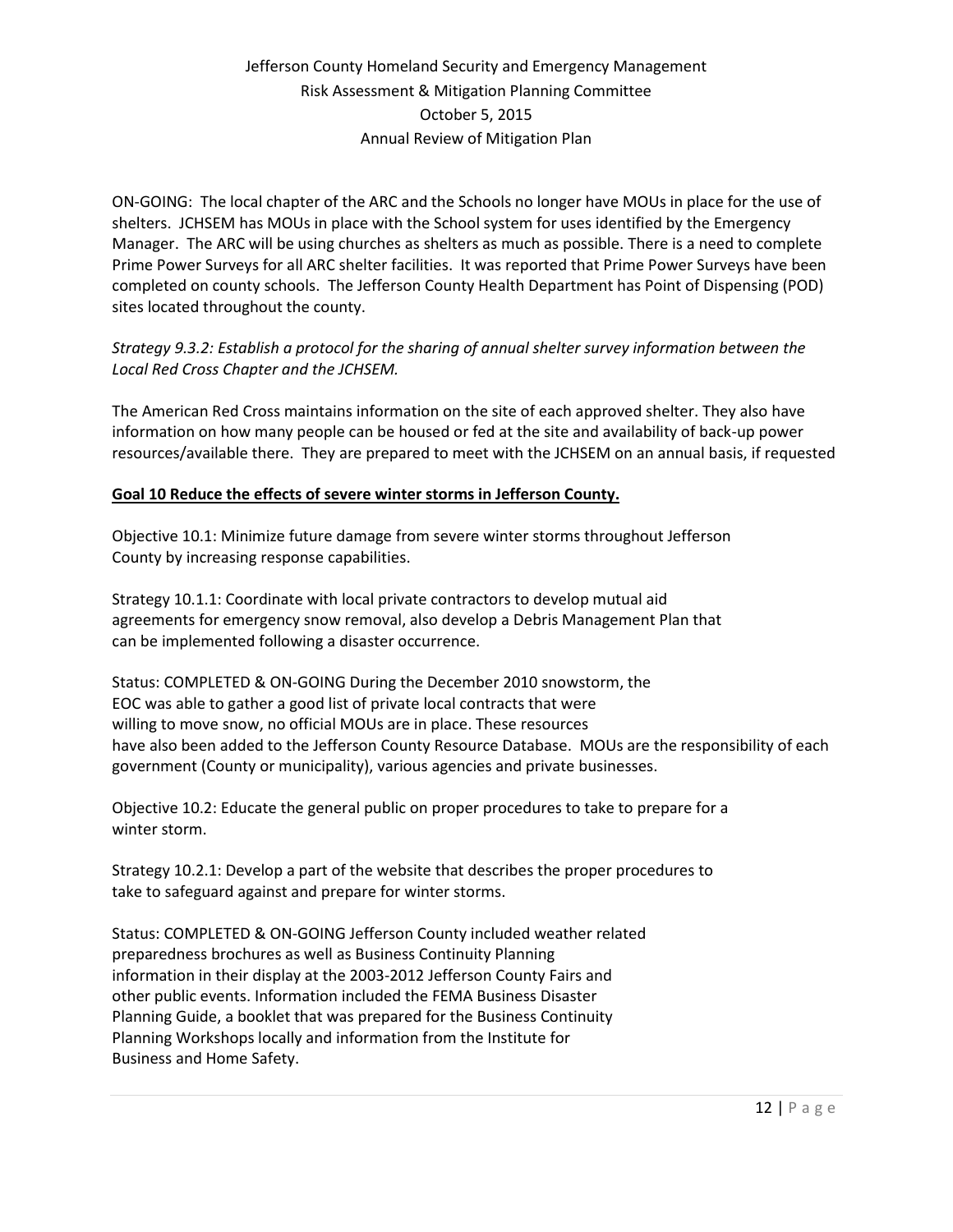ON-GOING: The local chapter of the ARC and the Schools no longer have MOUs in place for the use of shelters. JCHSEM has MOUs in place with the School system for uses identified by the Emergency Manager. The ARC will be using churches as shelters as much as possible. There is a need to complete Prime Power Surveys for all ARC shelter facilities. It was reported that Prime Power Surveys have been completed on county schools. The Jefferson County Health Department has Point of Dispensing (POD) sites located throughout the county.

*Strategy 9.3.2: Establish a protocol for the sharing of annual shelter survey information between the Local Red Cross Chapter and the JCHSEM.*

The American Red Cross maintains information on the site of each approved shelter. They also have information on how many people can be housed or fed at the site and availability of back-up power resources/available there. They are prepared to meet with the JCHSEM on an annual basis, if requested

**Goal 10 Reduce the effects of severe winter storms in Jefferson County.**

Objective 10.1: Minimize future damage from severe winter storms throughout Jefferson County by increasing response capabilities.

Strategy 10.1.1: Coordinate with local private contractors to develop mutual aid agreements for emergency snow removal, also develop a Debris Management Plan that can be implemented following a disaster occurrence.

Status: COMPLETED & ON-GOING During the December 2010 snowstorm, the EOC was able to gather a good list of private local contracts that were willing to move snow, no official MOUs are in place. These resources have also been added to the Jefferson County Resource Database. MOUs are the responsibility of each government (County or municipality), various agencies and private businesses.

Objective 10.2: Educate the general public on proper procedures to take to prepare for a winter storm.

Strategy 10.2.1: Develop a part of the website that describes the proper procedures to take to safeguard against and prepare for winter storms.

Status: COMPLETED & ON-GOING Jefferson County included weather related preparedness brochures as well as Business Continuity Planning information in their display at the 2003-2012 Jefferson County Fairs and other public events. Information included the FEMA Business Disaster Planning Guide, a booklet that was prepared for the Business Continuity Planning Workshops locally and information from the Institute for Business and Home Safety.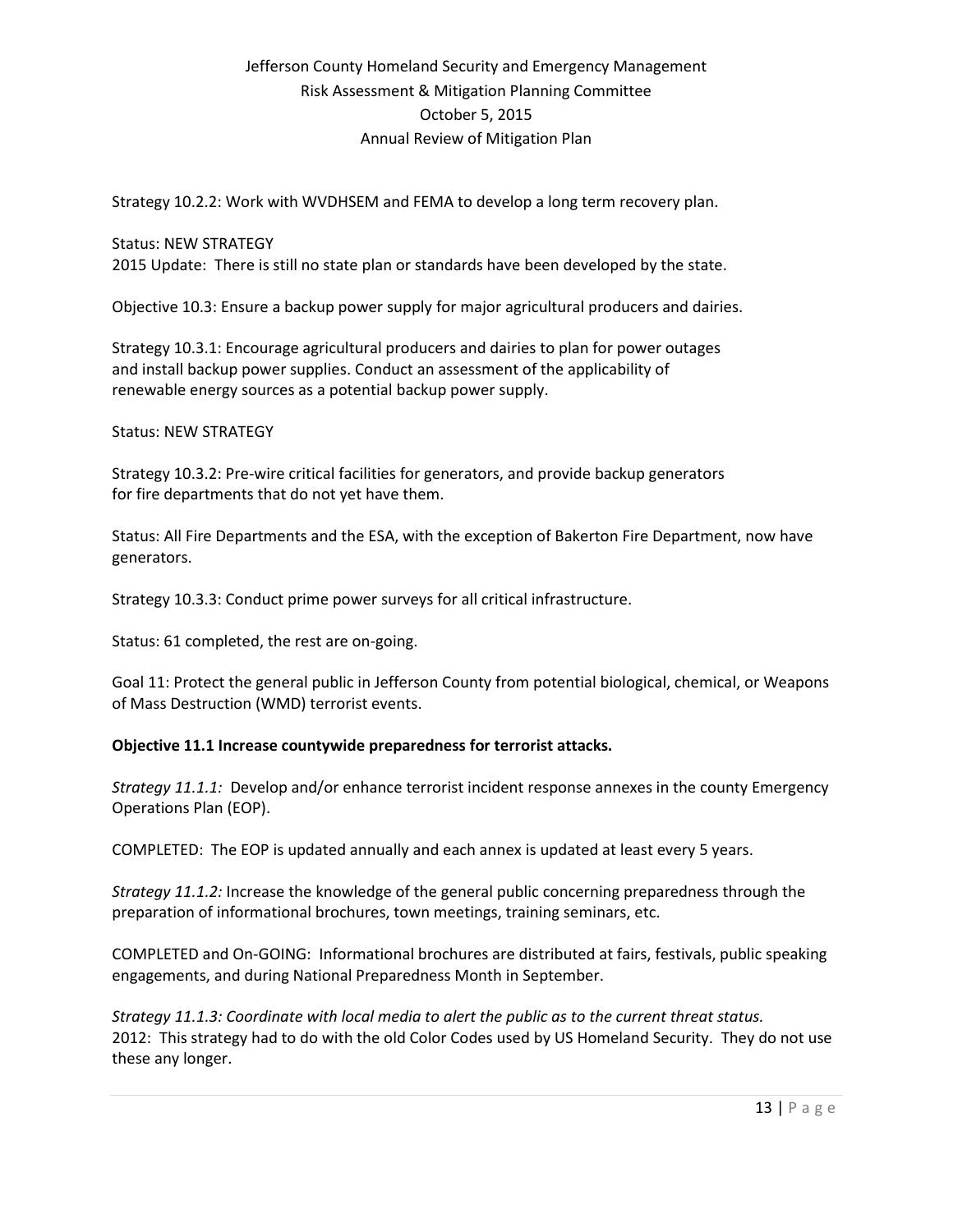Strategy 10.2.2: Work with WVDHSEM and FEMA to develop a long term recovery plan.

Status: NEW STRATEGY
2015 Update: There is still no state plan or standards have been developed by the state.

Objective 10.3: Ensure a backup power supply for major agricultural producers and dairies.

Strategy 10.3.1: Encourage agricultural producers and dairies to plan for power outages and install backup power supplies. Conduct an assessment of the applicability of renewable energy sources as a potential backup power supply.

Status: NEW STRATEGY

Strategy 10.3.2: Pre-wire critical facilities for generators, and provide backup generators for fire departments that do not yet have them.

Status: All Fire Departments and the ESA, with the exception of Bakerton Fire Department, now have generators.

Strategy 10.3.3: Conduct prime power surveys for all critical infrastructure.

Status: 61 completed, the rest are on-going.

Goal 11: Protect the general public in Jefferson County from potential biological, chemical, or Weapons of Mass Destruction (WMD) terrorist events.

**Objective 11.1 Increase countywide preparedness for terrorist attacks.**

*Strategy 11.1.1:* Develop and/or enhance terrorist incident response annexes in the county Emergency Operations Plan (EOP).

COMPLETED: The EOP is updated annually and each annex is updated at least every 5 years.

*Strategy 11.1.2:* Increase the knowledge of the general public concerning preparedness through the preparation of informational brochures, town meetings, training seminars, etc.

COMPLETED and On-GOING: Informational brochures are distributed at fairs, festivals, public speaking engagements, and during National Preparedness Month in September.

*Strategy 11.1.3: Coordinate with local media to alert the public as to the current threat status.*
2012: This strategy had to do with the old Color Codes used by US Homeland Security. They do not use these any longer.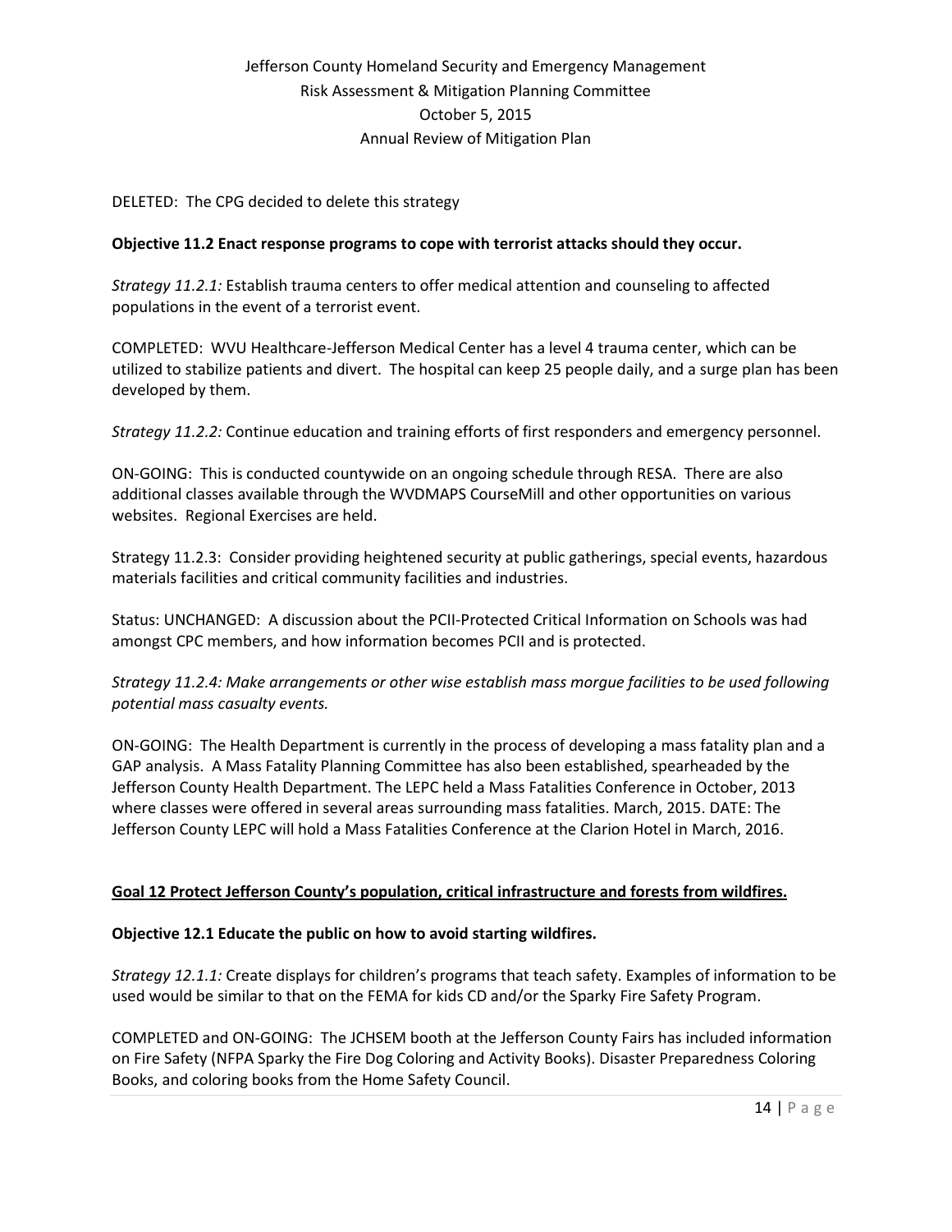DELETED: The CPG decided to delete this strategy

**Objective 11.2 Enact response programs to cope with terrorist attacks should they occur.**

*Strategy 11.2.1:* Establish trauma centers to offer medical attention and counseling to affected populations in the event of a terrorist event.

COMPLETED: WVU Healthcare-Jefferson Medical Center has a level 4 trauma center, which can be utilized to stabilize patients and divert. The hospital can keep 25 people daily, and a surge plan has been developed by them.

*Strategy 11.2.2:* Continue education and training efforts of first responders and emergency personnel.

ON-GOING: This is conducted countywide on an ongoing schedule through RESA. There are also additional classes available through the WVDMAPS CourseMill and other opportunities on various websites. Regional Exercises are held.

Strategy 11.2.3: Consider providing heightened security at public gatherings, special events, hazardous materials facilities and critical community facilities and industries.

Status: UNCHANGED: A discussion about the PCII-Protected Critical Information on Schools was had amongst CPC members, and how information becomes PCII and is protected.

*Strategy 11.2.4: Make arrangements or other wise establish mass morgue facilities to be used following potential mass casualty events.*

ON-GOING: The Health Department is currently in the process of developing a mass fatality plan and a GAP analysis. A Mass Fatality Planning Committee has also been established, spearheaded by the Jefferson County Health Department. The LEPC held a Mass Fatalities Conference in October, 2013 where classes were offered in several areas surrounding mass fatalities. March, 2015. DATE: The Jefferson County LEPC will hold a Mass Fatalities Conference at the Clarion Hotel in March, 2016.

## Goal 12 Protect Jefferson County's population, critical infrastructure and forests from wildfires.

**Objective 12.1 Educate the public on how to avoid starting wildfires.**

*Strategy 12.1.1:* Create displays for children's programs that teach safety. Examples of information to be used would be similar to that on the FEMA for kids CD and/or the Sparky Fire Safety Program.

COMPLETED and ON-GOING: The JCHSEM booth at the Jefferson County Fairs has included information on Fire Safety (NFPA Sparky the Fire Dog Coloring and Activity Books). Disaster Preparedness Coloring Books, and coloring books from the Home Safety Council.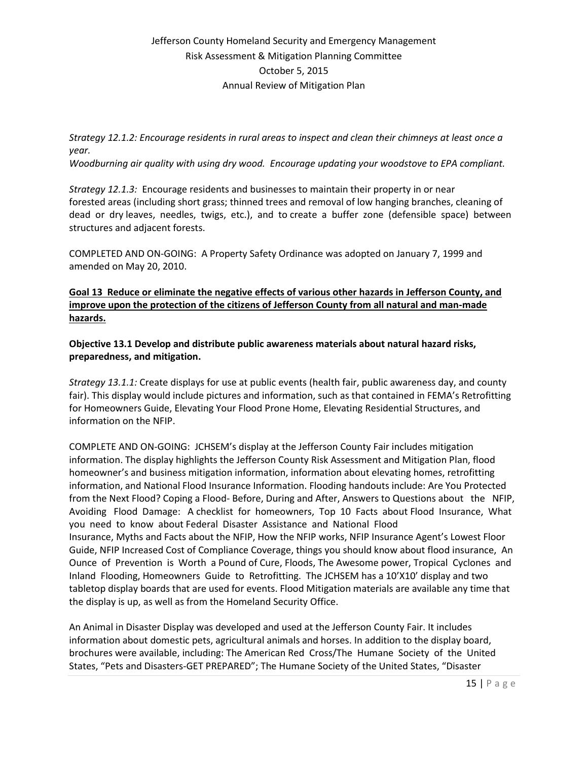*Strategy 12.1.2: Encourage residents in rural areas to inspect and clean their chimneys at least once a year.*
*Woodburning air quality with using dry wood. Encourage updating your woodstove to EPA compliant.*

*Strategy 12.1.3:* Encourage residents and businesses to maintain their property in or near forested areas (including short grass; thinned trees and removal of low hanging branches, cleaning of dead or dry leaves, needles, twigs, etc.), and to create a buffer zone (defensible space) between structures and adjacent forests.

COMPLETED AND ON-GOING: A Property Safety Ordinance was adopted on January 7, 1999 and amended on May 20, 2010.

**Goal 13 Reduce or eliminate the negative effects of various other hazards in Jefferson County, and improve upon the protection of the citizens of Jefferson County from all natural and man-made hazards.**

**Objective 13.1 Develop and distribute public awareness materials about natural hazard risks, preparedness, and mitigation.**

*Strategy 13.1.1:* Create displays for use at public events (health fair, public awareness day, and county fair). This display would include pictures and information, such as that contained in FEMA's Retrofitting for Homeowners Guide, Elevating Your Flood Prone Home, Elevating Residential Structures, and information on the NFIP.

COMPLETE AND ON-GOING: JCHSEM's display at the Jefferson County Fair includes mitigation information. The display highlights the Jefferson County Risk Assessment and Mitigation Plan, flood homeowner's and business mitigation information, information about elevating homes, retrofitting information, and National Flood Insurance Information. Flooding handouts include: Are You Protected from the Next Flood? Coping a Flood- Before, During and After, Answers to Questions about the NFIP, Avoiding Flood Damage: A checklist for homeowners, Top 10 Facts about Flood Insurance, What you need to know about Federal Disaster Assistance and National Flood Insurance, Myths and Facts about the NFIP, How the NFIP works, NFIP Insurance Agent's Lowest Floor Guide, NFIP Increased Cost of Compliance Coverage, things you should know about flood insurance, An Ounce of Prevention is Worth a Pound of Cure, Floods, The Awesome power, Tropical Cyclones and Inland Flooding, Homeowners Guide to Retrofitting. The JCHSEM has a 10'X10' display and two tabletop display boards that are used for events. Flood Mitigation materials are available any time that the display is up, as well as from the Homeland Security Office.

An Animal in Disaster Display was developed and used at the Jefferson County Fair. It includes information about domestic pets, agricultural animals and horses. In addition to the display board, brochures were available, including: The American Red Cross/The Humane Society of the United States, "Pets and Disasters-GET PREPARED"; The Humane Society of the United States, "Disaster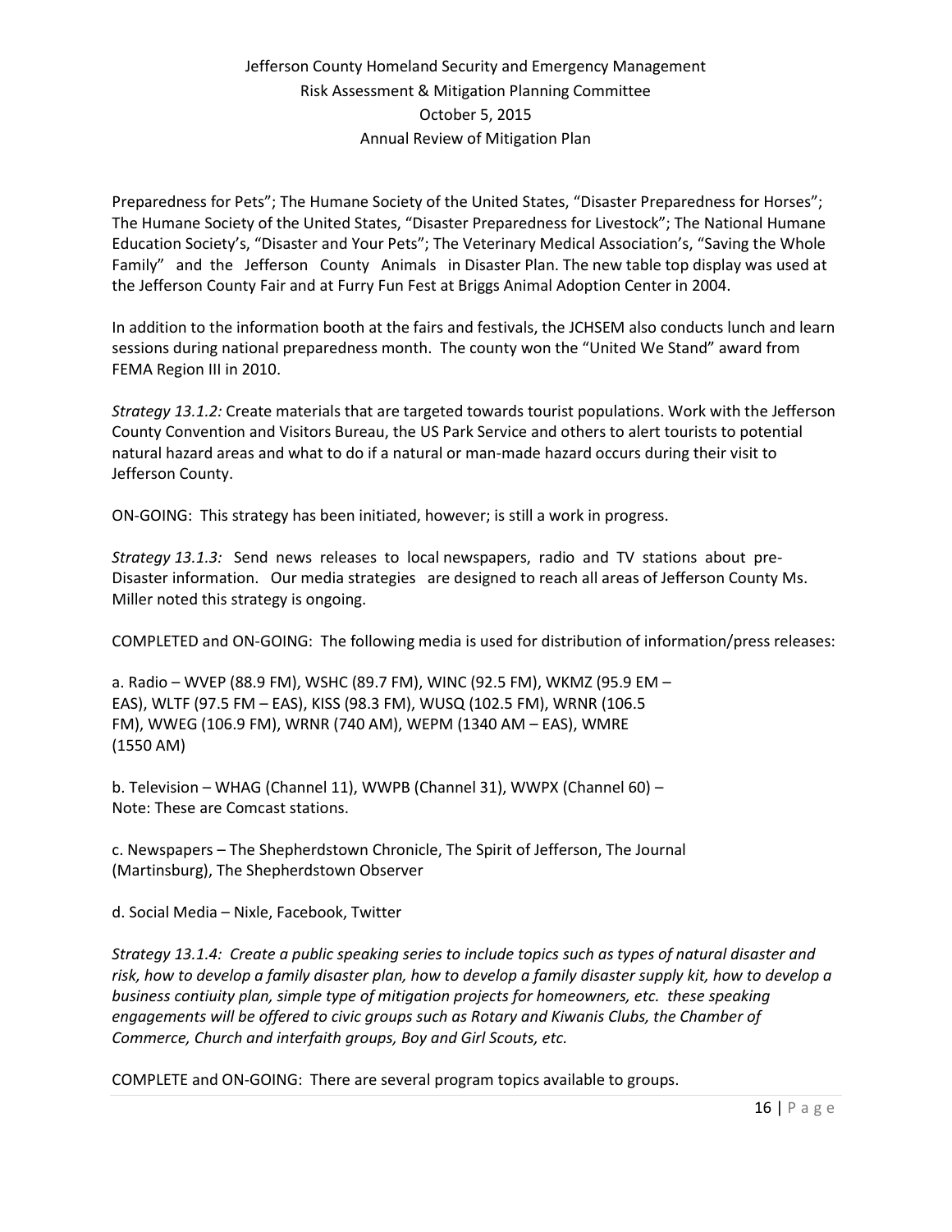Preparedness for Pets"; The Humane Society of the United States, "Disaster Preparedness for Horses"; The Humane Society of the United States, "Disaster Preparedness for Livestock"; The National Humane Education Society's, "Disaster and Your Pets"; The Veterinary Medical Association's, "Saving the Whole Family" and the Jefferson County Animals in Disaster Plan. The new table top display was used at the Jefferson County Fair and at Furry Fun Fest at Briggs Animal Adoption Center in 2004.

In addition to the information booth at the fairs and festivals, the JCHSEM also conducts lunch and learn sessions during national preparedness month. The county won the "United We Stand" award from FEMA Region III in 2010.

*Strategy 13.1.2:* Create materials that are targeted towards tourist populations. Work with the Jefferson County Convention and Visitors Bureau, the US Park Service and others to alert tourists to potential natural hazard areas and what to do if a natural or man-made hazard occurs during their visit to Jefferson County.

ON-GOING: This strategy has been initiated, however; is still a work in progress.

*Strategy 13.1.3:* Send news releases to local newspapers, radio and TV stations about pre-Disaster information. Our media strategies are designed to reach all areas of Jefferson County Ms. Miller noted this strategy is ongoing.

COMPLETED and ON-GOING: The following media is used for distribution of information/press releases:

a. Radio – WVEP (88.9 FM), WSHC (89.7 FM), WINC (92.5 FM), WKMZ (95.9 EM – EAS), WLTF (97.5 FM – EAS), KISS (98.3 FM), WUSQ (102.5 FM), WRNR (106.5 FM), WWEG (106.9 FM), WRNR (740 AM), WEPM (1340 AM – EAS), WMRE (1550 AM)

b. Television – WHAG (Channel 11), WWPB (Channel 31), WWPX (Channel 60) – Note: These are Comcast stations.

c. Newspapers – The Shepherdstown Chronicle, The Spirit of Jefferson, The Journal (Martinsburg), The Shepherdstown Observer

d. Social Media – Nixle, Facebook, Twitter

*Strategy 13.1.4: Create a public speaking series to include topics such as types of natural disaster and risk, how to develop a family disaster plan, how to develop a family disaster supply kit, how to develop a business contiuity plan, simple type of mitigation projects for homeowners, etc. these speaking engagements will be offered to civic groups such as Rotary and Kiwanis Clubs, the Chamber of Commerce, Church and interfaith groups, Boy and Girl Scouts, etc.*

COMPLETE and ON-GOING: There are several program topics available to groups.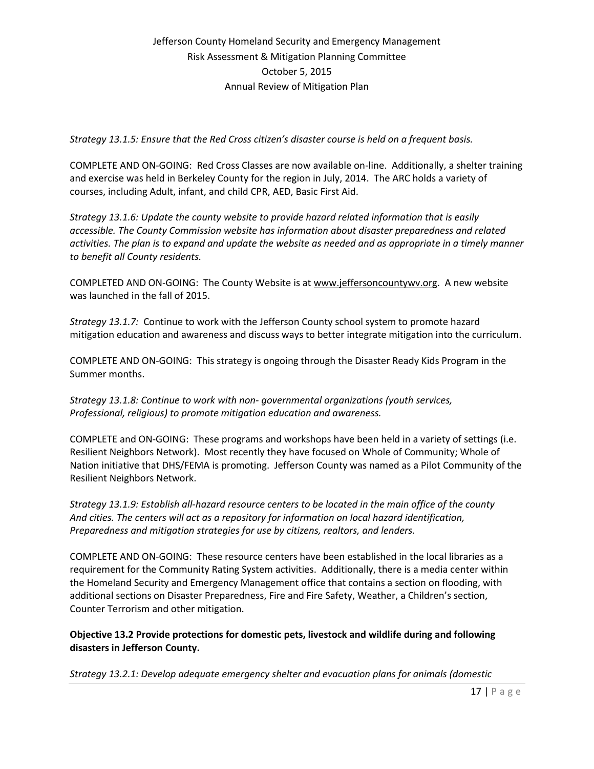*Strategy 13.1.5: Ensure that the Red Cross citizen's disaster course is held on a frequent basis.*

COMPLETE AND ON-GOING: Red Cross Classes are now available on-line. Additionally, a shelter training and exercise was held in Berkeley County for the region in July, 2014. The ARC holds a variety of courses, including Adult, infant, and child CPR, AED, Basic First Aid.

*Strategy 13.1.6: Update the county website to provide hazard related information that is easily accessible. The County Commission website has information about disaster preparedness and related activities. The plan is to expand and update the website as needed and as appropriate in a timely manner to benefit all County residents.*

COMPLETED AND ON-GOING: The County Website is at www.jeffersoncountywv.org. A new website was launched in the fall of 2015.

*Strategy 13.1.7:* Continue to work with the Jefferson County school system to promote hazard mitigation education and awareness and discuss ways to better integrate mitigation into the curriculum.

COMPLETE AND ON-GOING: This strategy is ongoing through the Disaster Ready Kids Program in the Summer months.

*Strategy 13.1.8: Continue to work with non- governmental organizations (youth services, Professional, religious) to promote mitigation education and awareness.*

COMPLETE and ON-GOING: These programs and workshops have been held in a variety of settings (i.e. Resilient Neighbors Network). Most recently they have focused on Whole of Community; Whole of Nation initiative that DHS/FEMA is promoting. Jefferson County was named as a Pilot Community of the Resilient Neighbors Network.

*Strategy 13.1.9: Establish all-hazard resource centers to be located in the main office of the county And cities. The centers will act as a repository for information on local hazard identification, Preparedness and mitigation strategies for use by citizens, realtors, and lenders.*

COMPLETE AND ON-GOING: These resource centers have been established in the local libraries as a requirement for the Community Rating System activities. Additionally, there is a media center within the Homeland Security and Emergency Management office that contains a section on flooding, with additional sections on Disaster Preparedness, Fire and Fire Safety, Weather, a Children's section, Counter Terrorism and other mitigation.

**Objective 13.2 Provide protections for domestic pets, livestock and wildlife during and following disasters in Jefferson County.**

*Strategy 13.2.1: Develop adequate emergency shelter and evacuation plans for animals (domestic*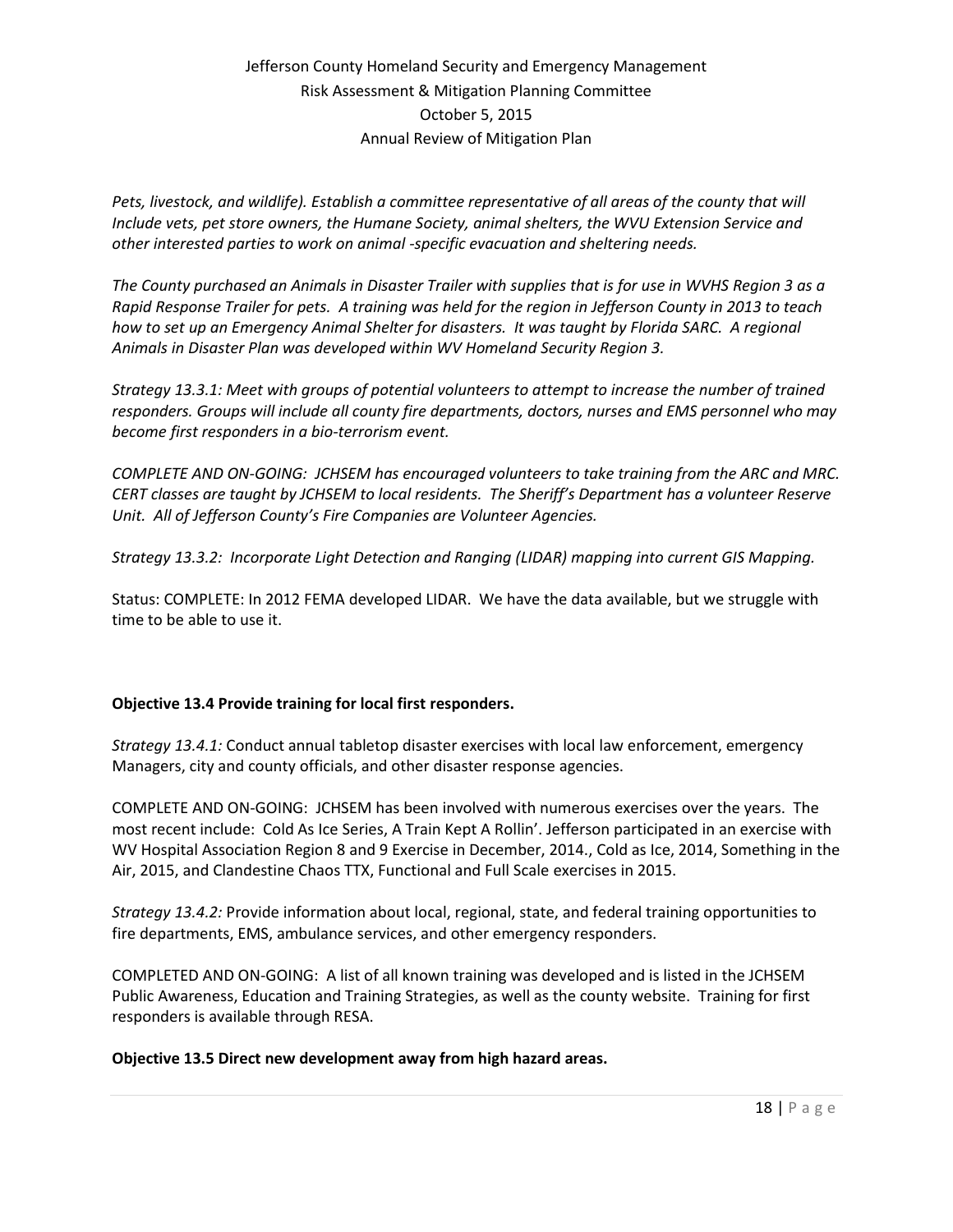*Pets, livestock, and wildlife). Establish a committee representative of all areas of the county that will Include vets, pet store owners, the Humane Society, animal shelters, the WVU Extension Service and other interested parties to work on animal -specific evacuation and sheltering needs.*

*The County purchased an Animals in Disaster Trailer with supplies that is for use in WVHS Region 3 as a Rapid Response Trailer for pets. A training was held for the region in Jefferson County in 2013 to teach how to set up an Emergency Animal Shelter for disasters. It was taught by Florida SARC. A regional Animals in Disaster Plan was developed within WV Homeland Security Region 3.*

*Strategy 13.3.1: Meet with groups of potential volunteers to attempt to increase the number of trained responders. Groups will include all county fire departments, doctors, nurses and EMS personnel who may become first responders in a bio-terrorism event.*

*COMPLETE AND ON-GOING: JCHSEM has encouraged volunteers to take training from the ARC and MRC. CERT classes are taught by JCHSEM to local residents. The Sheriff's Department has a volunteer Reserve Unit. All of Jefferson County's Fire Companies are Volunteer Agencies.*

*Strategy 13.3.2: Incorporate Light Detection and Ranging (LIDAR) mapping into current GIS Mapping.*

Status: COMPLETE: In 2012 FEMA developed LIDAR. We have the data available, but we struggle with time to be able to use it.

**Objective 13.4 Provide training for local first responders.**

*Strategy 13.4.1:* Conduct annual tabletop disaster exercises with local law enforcement, emergency Managers, city and county officials, and other disaster response agencies.

COMPLETE AND ON-GOING: JCHSEM has been involved with numerous exercises over the years. The most recent include: Cold As Ice Series, A Train Kept A Rollin'. Jefferson participated in an exercise with WV Hospital Association Region 8 and 9 Exercise in December, 2014., Cold as Ice, 2014, Something in the Air, 2015, and Clandestine Chaos TTX, Functional and Full Scale exercises in 2015.

*Strategy 13.4.2:* Provide information about local, regional, state, and federal training opportunities to fire departments, EMS, ambulance services, and other emergency responders.

COMPLETED AND ON-GOING: A list of all known training was developed and is listed in the JCHSEM Public Awareness, Education and Training Strategies, as well as the county website. Training for first responders is available through RESA.

**Objective 13.5 Direct new development away from high hazard areas.**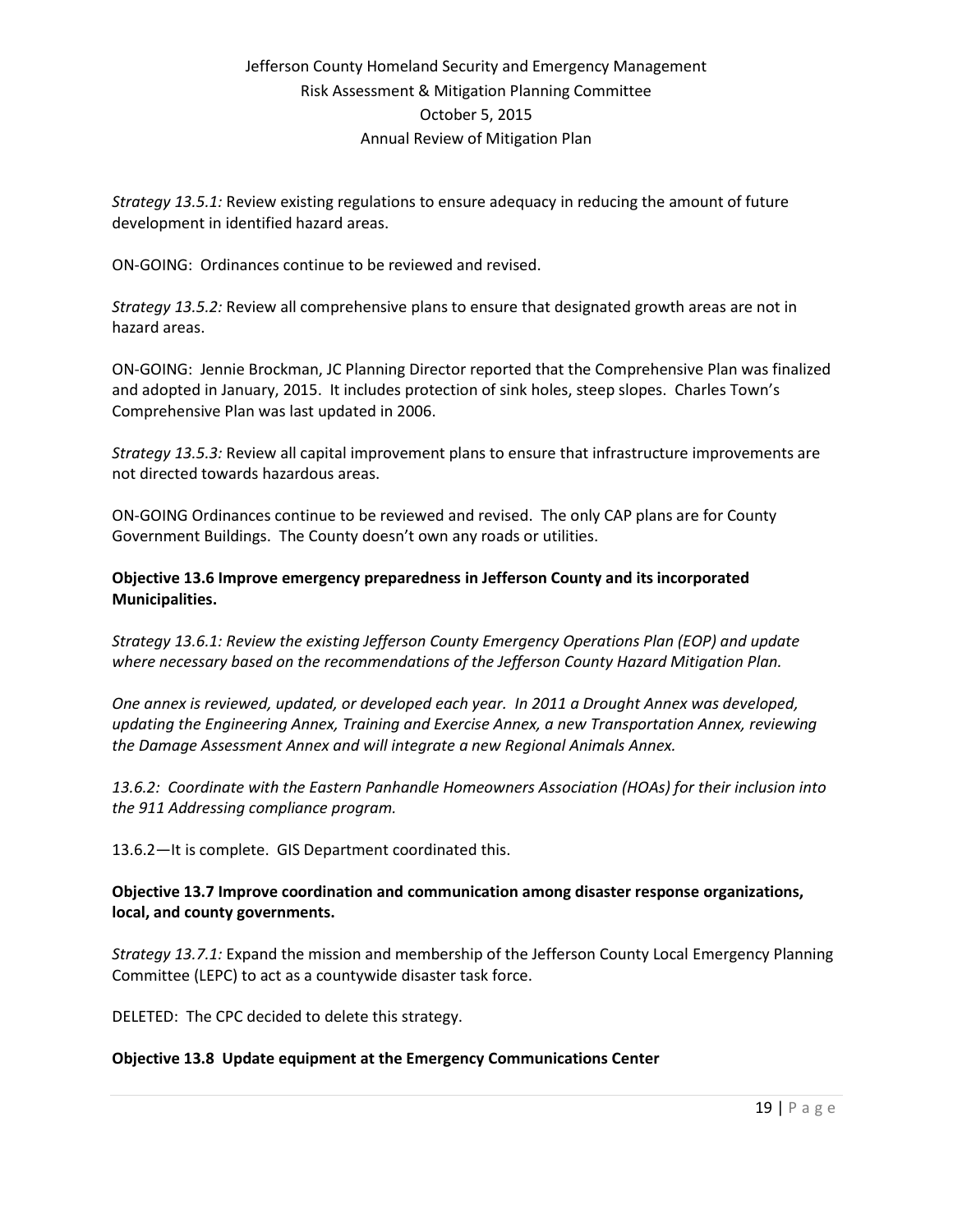*Strategy 13.5.1:* Review existing regulations to ensure adequacy in reducing the amount of future development in identified hazard areas.

ON-GOING: Ordinances continue to be reviewed and revised.

*Strategy 13.5.2:* Review all comprehensive plans to ensure that designated growth areas are not in hazard areas.

ON-GOING: Jennie Brockman, JC Planning Director reported that the Comprehensive Plan was finalized and adopted in January, 2015. It includes protection of sink holes, steep slopes. Charles Town's Comprehensive Plan was last updated in 2006.

*Strategy 13.5.3:* Review all capital improvement plans to ensure that infrastructure improvements are not directed towards hazardous areas.

ON-GOING Ordinances continue to be reviewed and revised. The only CAP plans are for County Government Buildings. The County doesn't own any roads or utilities.

**Objective 13.6 Improve emergency preparedness in Jefferson County and its incorporated Municipalities.**

*Strategy 13.6.1: Review the existing Jefferson County Emergency Operations Plan (EOP) and update where necessary based on the recommendations of the Jefferson County Hazard Mitigation Plan.*

*One annex is reviewed, updated, or developed each year. In 2011 a Drought Annex was developed, updating the Engineering Annex, Training and Exercise Annex, a new Transportation Annex, reviewing the Damage Assessment Annex and will integrate a new Regional Animals Annex.*

*13.6.2: Coordinate with the Eastern Panhandle Homeowners Association (HOAs) for their inclusion into the 911 Addressing compliance program.*

13.6.2—It is complete. GIS Department coordinated this.

**Objective 13.7 Improve coordination and communication among disaster response organizations, local, and county governments.**

*Strategy 13.7.1:* Expand the mission and membership of the Jefferson County Local Emergency Planning Committee (LEPC) to act as a countywide disaster task force.

DELETED: The CPC decided to delete this strategy.

**Objective 13.8 Update equipment at the Emergency Communications Center**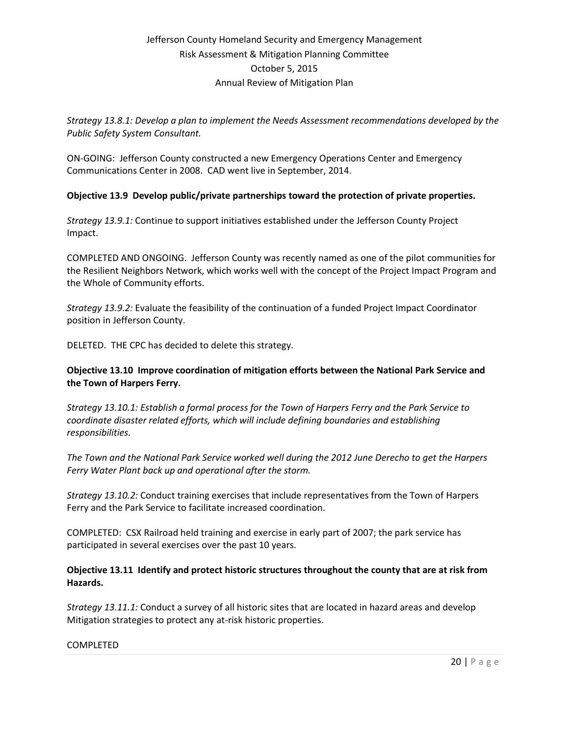*Strategy 13.8.1: Develop a plan to implement the Needs Assessment recommendations developed by the Public Safety System Consultant.*

ON-GOING: Jefferson County constructed a new Emergency Operations Center and Emergency Communications Center in 2008. CAD went live in September, 2014.

**Objective 13.9 Develop public/private partnerships toward the protection of private properties.**

*Strategy 13.9.1:* Continue to support initiatives established under the Jefferson County Project Impact.

COMPLETED AND ONGOING. Jefferson County was recently named as one of the pilot communities for the Resilient Neighbors Network, which works well with the concept of the Project Impact Program and the Whole of Community efforts.

*Strategy 13.9.2:* Evaluate the feasibility of the continuation of a funded Project Impact Coordinator position in Jefferson County.

DELETED. THE CPC has decided to delete this strategy.

**Objective 13.10 Improve coordination of mitigation efforts between the National Park Service and the Town of Harpers Ferry.**

*Strategy 13.10.1: Establish a formal process for the Town of Harpers Ferry and the Park Service to coordinate disaster related efforts, which will include defining boundaries and establishing responsibilities.*

*The Town and the National Park Service worked well during the 2012 June Derecho to get the Harpers Ferry Water Plant back up and operational after the storm.*

*Strategy 13.10.2:* Conduct training exercises that include representatives from the Town of Harpers Ferry and the Park Service to facilitate increased coordination.

COMPLETED: CSX Railroad held training and exercise in early part of 2007; the park service has participated in several exercises over the past 10 years.

**Objective 13.11 Identify and protect historic structures throughout the county that are at risk from Hazards.**

*Strategy 13.11.1:* Conduct a survey of all historic sites that are located in hazard areas and develop Mitigation strategies to protect any at-risk historic properties.

COMPLETED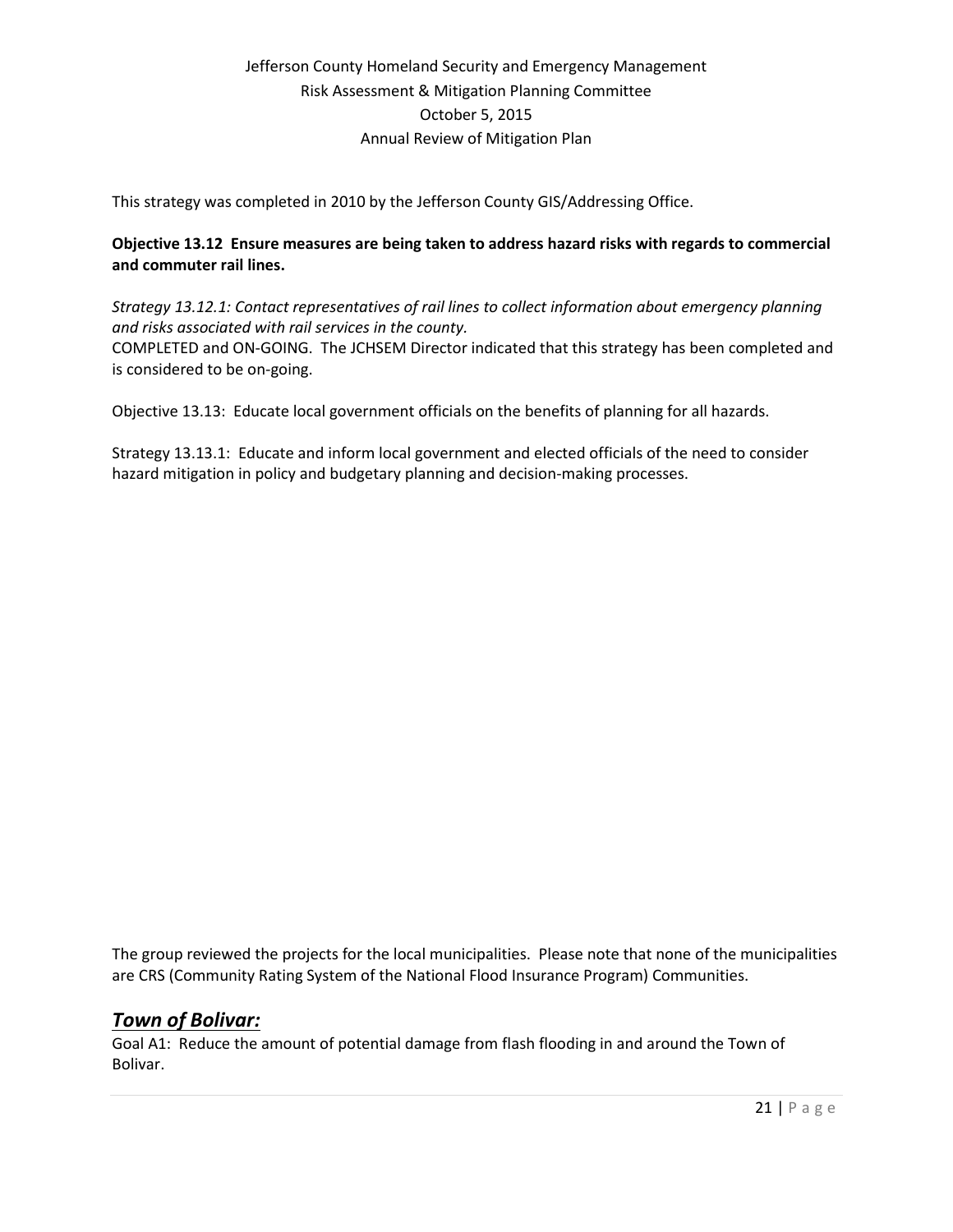This strategy was completed in 2010 by the Jefferson County GIS/Addressing Office.

**Objective 13.12 Ensure measures are being taken to address hazard risks with regards to commercial and commuter rail lines.**

*Strategy 13.12.1: Contact representatives of rail lines to collect information about emergency planning and risks associated with rail services in the county.*
COMPLETED and ON-GOING. The JCHSEM Director indicated that this strategy has been completed and is considered to be on-going.

Objective 13.13: Educate local government officials on the benefits of planning for all hazards.

Strategy 13.13.1: Educate and inform local government and elected officials of the need to consider hazard mitigation in policy and budgetary planning and decision-making processes.

The group reviewed the projects for the local municipalities. Please note that none of the municipalities are CRS (Community Rating System of the National Flood Insurance Program) Communities.

## ***Town of Bolivar:***

Goal A1: Reduce the amount of potential damage from flash flooding in and around the Town of Bolivar.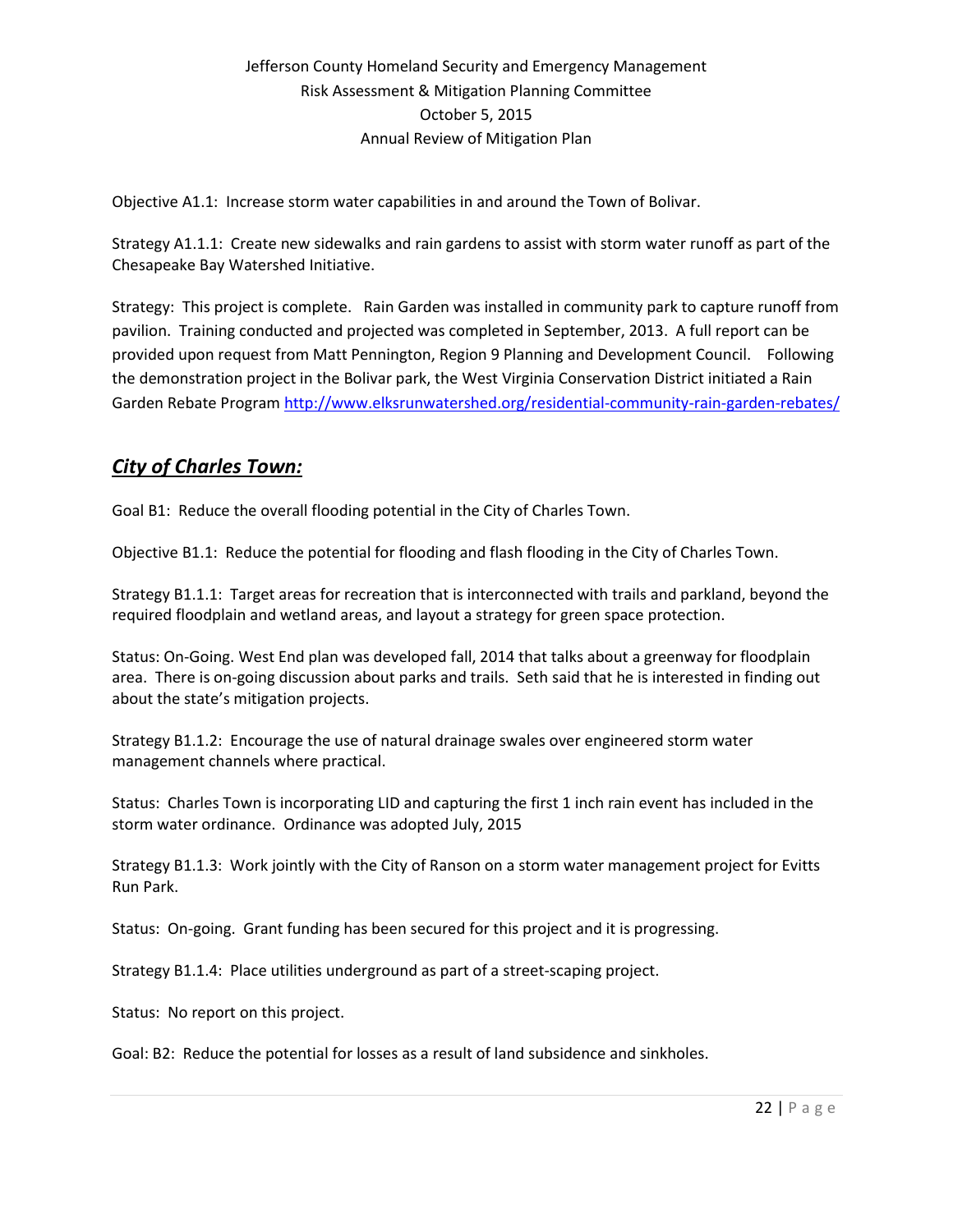Objective A1.1: Increase storm water capabilities in and around the Town of Bolivar.

Strategy A1.1.1: Create new sidewalks and rain gardens to assist with storm water runoff as part of the Chesapeake Bay Watershed Initiative.

Strategy: This project is complete. Rain Garden was installed in community park to capture runoff from pavilion. Training conducted and projected was completed in September, 2013. A full report can be provided upon request from Matt Pennington, Region 9 Planning and Development Council. Following the demonstration project in the Bolivar park, the West Virginia Conservation District initiated a Rain Garden Rebate Program http://www.elksrunwatershed.org/residential-community-rain-garden-rebates/

## *City of Charles Town:*

Goal B1: Reduce the overall flooding potential in the City of Charles Town.

Objective B1.1: Reduce the potential for flooding and flash flooding in the City of Charles Town.

Strategy B1.1.1: Target areas for recreation that is interconnected with trails and parkland, beyond the required floodplain and wetland areas, and layout a strategy for green space protection.

Status: On-Going. West End plan was developed fall, 2014 that talks about a greenway for floodplain area. There is on-going discussion about parks and trails. Seth said that he is interested in finding out about the state's mitigation projects.

Strategy B1.1.2: Encourage the use of natural drainage swales over engineered storm water management channels where practical.

Status: Charles Town is incorporating LID and capturing the first 1 inch rain event has included in the storm water ordinance. Ordinance was adopted July, 2015

Strategy B1.1.3: Work jointly with the City of Ranson on a storm water management project for Evitts Run Park.

Status: On-going. Grant funding has been secured for this project and it is progressing.

Strategy B1.1.4: Place utilities underground as part of a street-scaping project.

Status: No report on this project.

Goal: B2: Reduce the potential for losses as a result of land subsidence and sinkholes.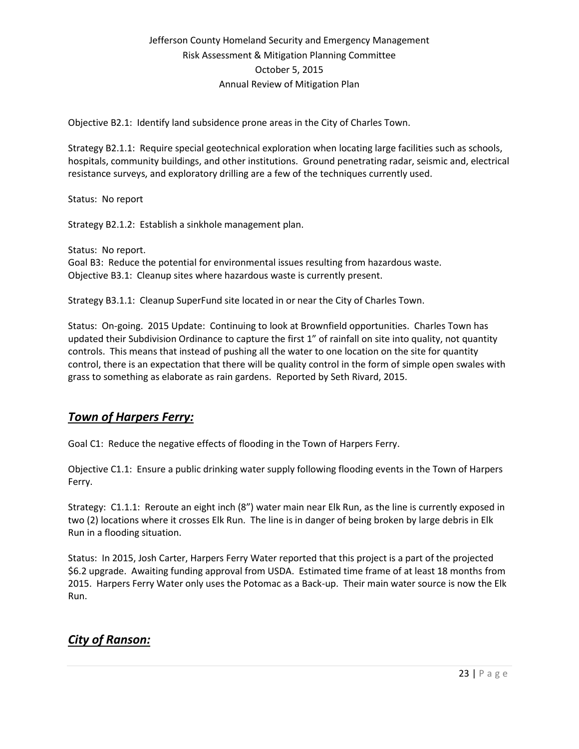Objective B2.1: Identify land subsidence prone areas in the City of Charles Town.

Strategy B2.1.1: Require special geotechnical exploration when locating large facilities such as schools, hospitals, community buildings, and other institutions. Ground penetrating radar, seismic and, electrical resistance surveys, and exploratory drilling are a few of the techniques currently used.

Status: No report

Strategy B2.1.2: Establish a sinkhole management plan.

Status: No report.
Goal B3: Reduce the potential for environmental issues resulting from hazardous waste.
Objective B3.1: Cleanup sites where hazardous waste is currently present.

Strategy B3.1.1: Cleanup SuperFund site located in or near the City of Charles Town.

Status: On-going. 2015 Update: Continuing to look at Brownfield opportunities. Charles Town has updated their Subdivision Ordinance to capture the first 1" of rainfall on site into quality, not quantity controls. This means that instead of pushing all the water to one location on the site for quantity control, there is an expectation that there will be quality control in the form of simple open swales with grass to something as elaborate as rain gardens. Reported by Seth Rivard, 2015.

## ***Town of Harpers Ferry:***

Goal C1: Reduce the negative effects of flooding in the Town of Harpers Ferry.

Objective C1.1: Ensure a public drinking water supply following flooding events in the Town of Harpers Ferry.

Strategy: C1.1.1: Reroute an eight inch (8") water main near Elk Run, as the line is currently exposed in two (2) locations where it crosses Elk Run. The line is in danger of being broken by large debris in Elk Run in a flooding situation.

Status: In 2015, Josh Carter, Harpers Ferry Water reported that this project is a part of the projected $6.2 upgrade. Awaiting funding approval from USDA. Estimated time frame of at least 18 months from 2015. Harpers Ferry Water only uses the Potomac as a Back-up. Their main water source is now the Elk Run.

## ***City of Ranson:***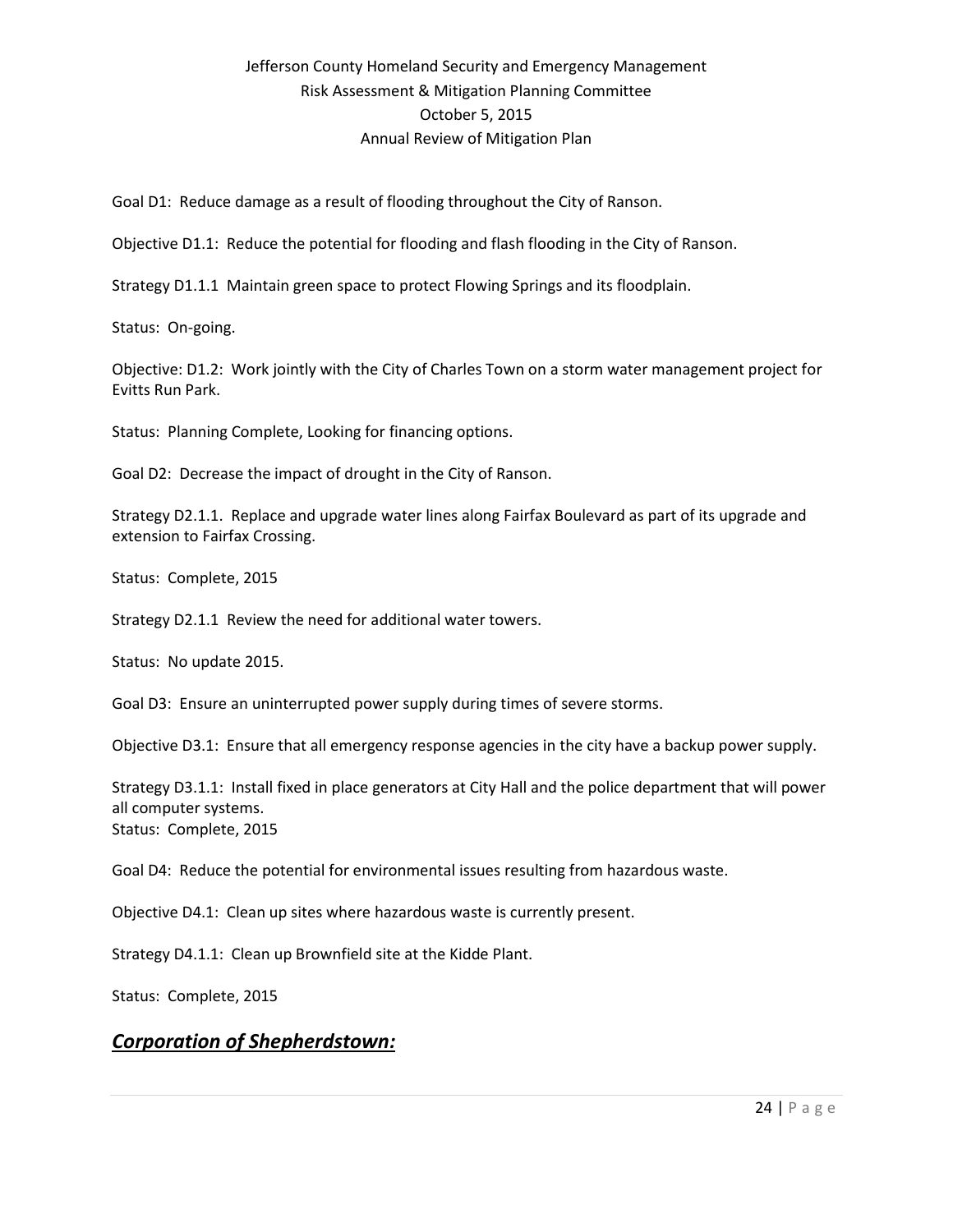Goal D1: Reduce damage as a result of flooding throughout the City of Ranson.

Objective D1.1: Reduce the potential for flooding and flash flooding in the City of Ranson.

Strategy D1.1.1 Maintain green space to protect Flowing Springs and its floodplain.

Status: On-going.

Objective: D1.2: Work jointly with the City of Charles Town on a storm water management project for Evitts Run Park.

Status: Planning Complete, Looking for financing options.

Goal D2: Decrease the impact of drought in the City of Ranson.

Strategy D2.1.1. Replace and upgrade water lines along Fairfax Boulevard as part of its upgrade and extension to Fairfax Crossing.

Status: Complete, 2015

Strategy D2.1.1 Review the need for additional water towers.

Status: No update 2015.

Goal D3: Ensure an uninterrupted power supply during times of severe storms.

Objective D3.1: Ensure that all emergency response agencies in the city have a backup power supply.

Strategy D3.1.1: Install fixed in place generators at City Hall and the police department that will power all computer systems.
Status: Complete, 2015

Goal D4: Reduce the potential for environmental issues resulting from hazardous waste.

Objective D4.1: Clean up sites where hazardous waste is currently present.

Strategy D4.1.1: Clean up Brownfield site at the Kidde Plant.

Status: Complete, 2015

## ***Corporation of Shepherdstown:***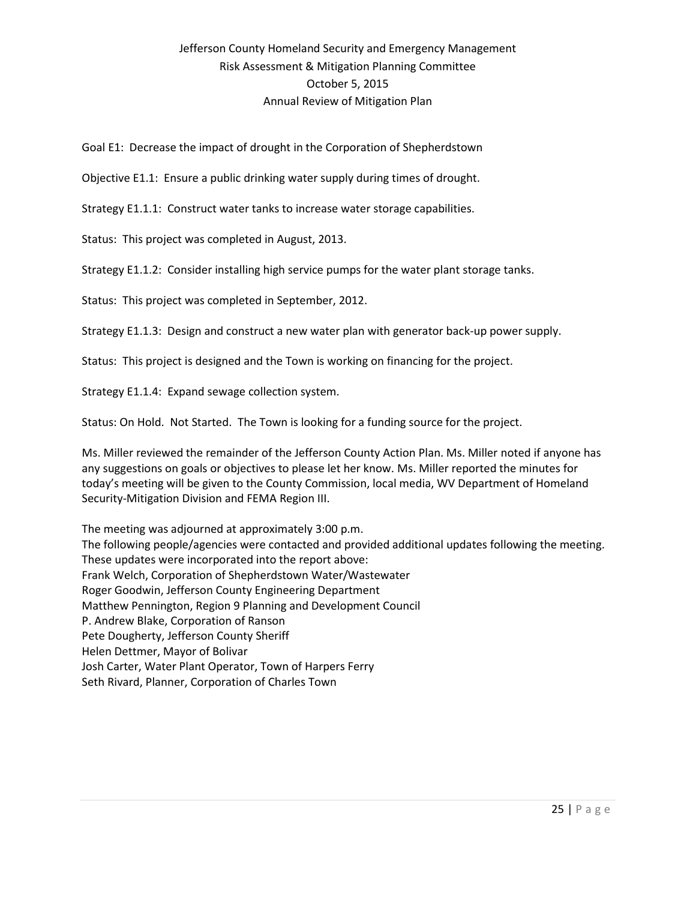Goal E1: Decrease the impact of drought in the Corporation of Shepherdstown

Objective E1.1: Ensure a public drinking water supply during times of drought.

Strategy E1.1.1: Construct water tanks to increase water storage capabilities.

Status: This project was completed in August, 2013.

Strategy E1.1.2: Consider installing high service pumps for the water plant storage tanks.

Status: This project was completed in September, 2012.

Strategy E1.1.3: Design and construct a new water plan with generator back-up power supply.

Status: This project is designed and the Town is working on financing for the project.

Strategy E1.1.4: Expand sewage collection system.

Status: On Hold. Not Started. The Town is looking for a funding source for the project.

Ms. Miller reviewed the remainder of the Jefferson County Action Plan. Ms. Miller noted if anyone has any suggestions on goals or objectives to please let her know. Ms. Miller reported the minutes for today's meeting will be given to the County Commission, local media, WV Department of Homeland Security-Mitigation Division and FEMA Region III.

The meeting was adjourned at approximately 3:00 p.m.
The following people/agencies were contacted and provided additional updates following the meeting. These updates were incorporated into the report above:
Frank Welch, Corporation of Shepherdstown Water/Wastewater
Roger Goodwin, Jefferson County Engineering Department
Matthew Pennington, Region 9 Planning and Development Council
P. Andrew Blake, Corporation of Ranson
Pete Dougherty, Jefferson County Sheriff
Helen Dettmer, Mayor of Bolivar
Josh Carter, Water Plant Operator, Town of Harpers Ferry
Seth Rivard, Planner, Corporation of Charles Town